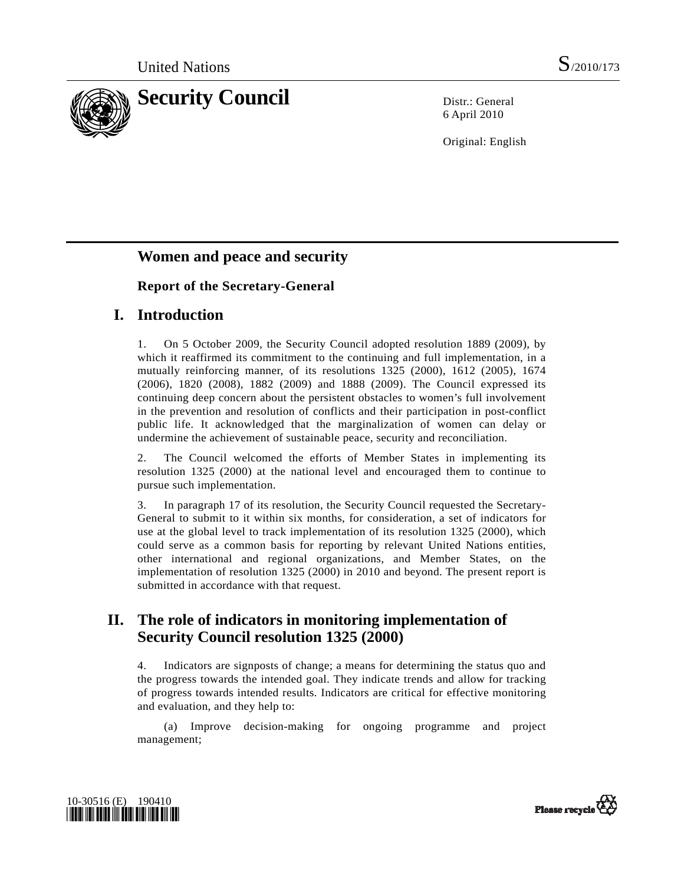United Nations S/2010/173

# Security Council

Distr.: General
6 April 2010

Original: English

## Women and peace and security

### Report of the Secretary-General

## I. Introduction

1. On 5 October 2009, the Security Council adopted resolution 1889 (2009), by which it reaffirmed its commitment to the continuing and full implementation, in a mutually reinforcing manner, of its resolutions 1325 (2000), 1612 (2005), 1674 (2006), 1820 (2008), 1882 (2009) and 1888 (2009). The Council expressed its continuing deep concern about the persistent obstacles to women's full involvement in the prevention and resolution of conflicts and their participation in post-conflict public life. It acknowledged that the marginalization of women can delay or undermine the achievement of sustainable peace, security and reconciliation.

2. The Council welcomed the efforts of Member States in implementing its resolution 1325 (2000) at the national level and encouraged them to continue to pursue such implementation.

3. In paragraph 17 of its resolution, the Security Council requested the Secretary-General to submit to it within six months, for consideration, a set of indicators for use at the global level to track implementation of its resolution 1325 (2000), which could serve as a common basis for reporting by relevant United Nations entities, other international and regional organizations, and Member States, on the implementation of resolution 1325 (2000) in 2010 and beyond. The present report is submitted in accordance with that request.

## II. The role of indicators in monitoring implementation of Security Council resolution 1325 (2000)

4. Indicators are signposts of change; a means for determining the status quo and the progress towards the intended goal. They indicate trends and allow for tracking of progress towards intended results. Indicators are critical for effective monitoring and evaluation, and they help to:

(a) Improve decision-making for ongoing programme and project management;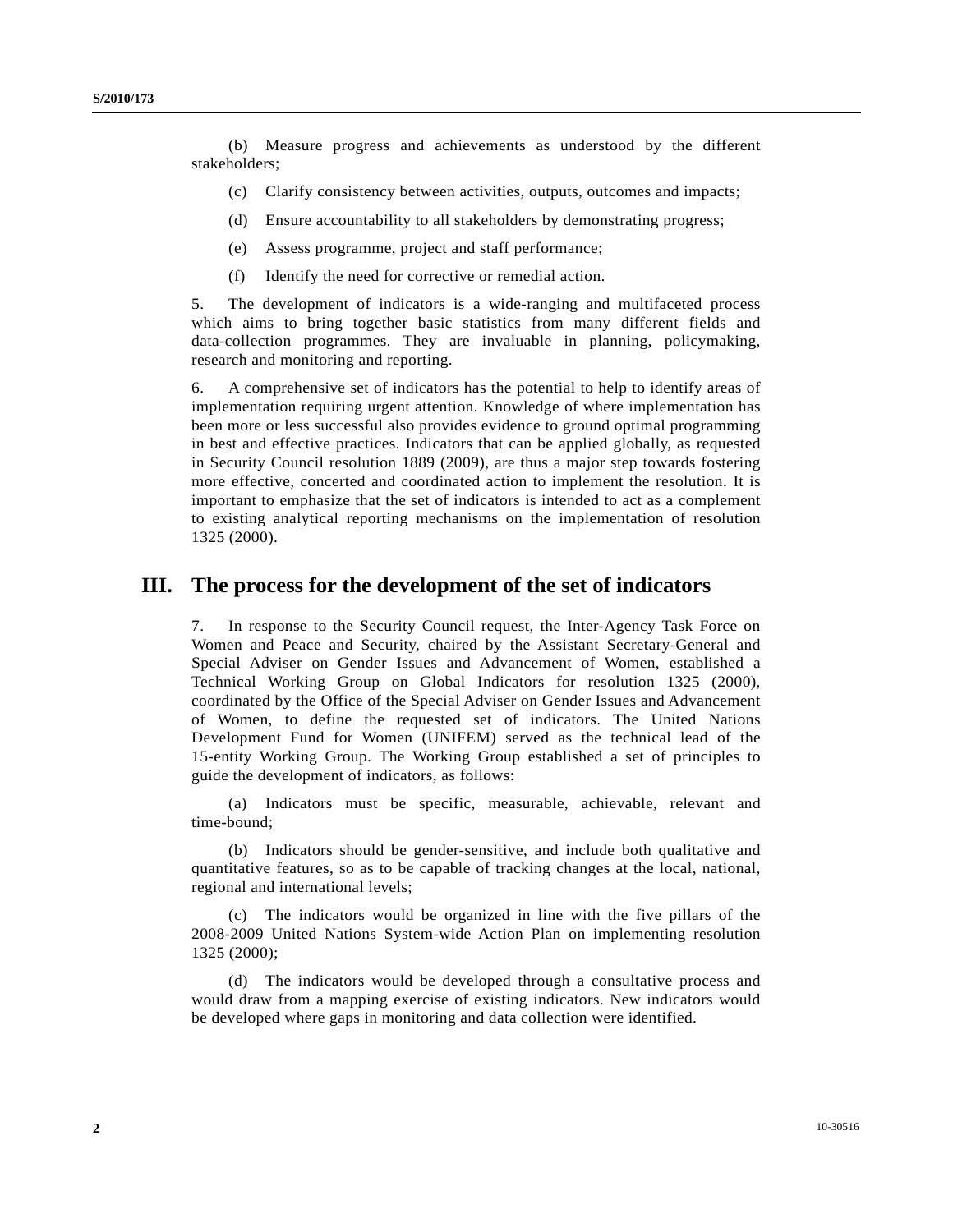(b) Measure progress and achievements as understood by the different stakeholders;

(c) Clarify consistency between activities, outputs, outcomes and impacts;

(d) Ensure accountability to all stakeholders by demonstrating progress;

(e) Assess programme, project and staff performance;

(f) Identify the need for corrective or remedial action.

5. The development of indicators is a wide-ranging and multifaceted process which aims to bring together basic statistics from many different fields and data-collection programmes. They are invaluable in planning, policymaking, research and monitoring and reporting.

6. A comprehensive set of indicators has the potential to help to identify areas of implementation requiring urgent attention. Knowledge of where implementation has been more or less successful also provides evidence to ground optimal programming in best and effective practices. Indicators that can be applied globally, as requested in Security Council resolution 1889 (2009), are thus a major step towards fostering more effective, concerted and coordinated action to implement the resolution. It is important to emphasize that the set of indicators is intended to act as a complement to existing analytical reporting mechanisms on the implementation of resolution 1325 (2000).

## III. The process for the development of the set of indicators

7. In response to the Security Council request, the Inter-Agency Task Force on Women and Peace and Security, chaired by the Assistant Secretary-General and Special Adviser on Gender Issues and Advancement of Women, established a Technical Working Group on Global Indicators for resolution 1325 (2000), coordinated by the Office of the Special Adviser on Gender Issues and Advancement of Women, to define the requested set of indicators. The United Nations Development Fund for Women (UNIFEM) served as the technical lead of the 15-entity Working Group. The Working Group established a set of principles to guide the development of indicators, as follows:

(a) Indicators must be specific, measurable, achievable, relevant and time-bound;

(b) Indicators should be gender-sensitive, and include both qualitative and quantitative features, so as to be capable of tracking changes at the local, national, regional and international levels;

(c) The indicators would be organized in line with the five pillars of the 2008-2009 United Nations System-wide Action Plan on implementing resolution 1325 (2000);

(d) The indicators would be developed through a consultative process and would draw from a mapping exercise of existing indicators. New indicators would be developed where gaps in monitoring and data collection were identified.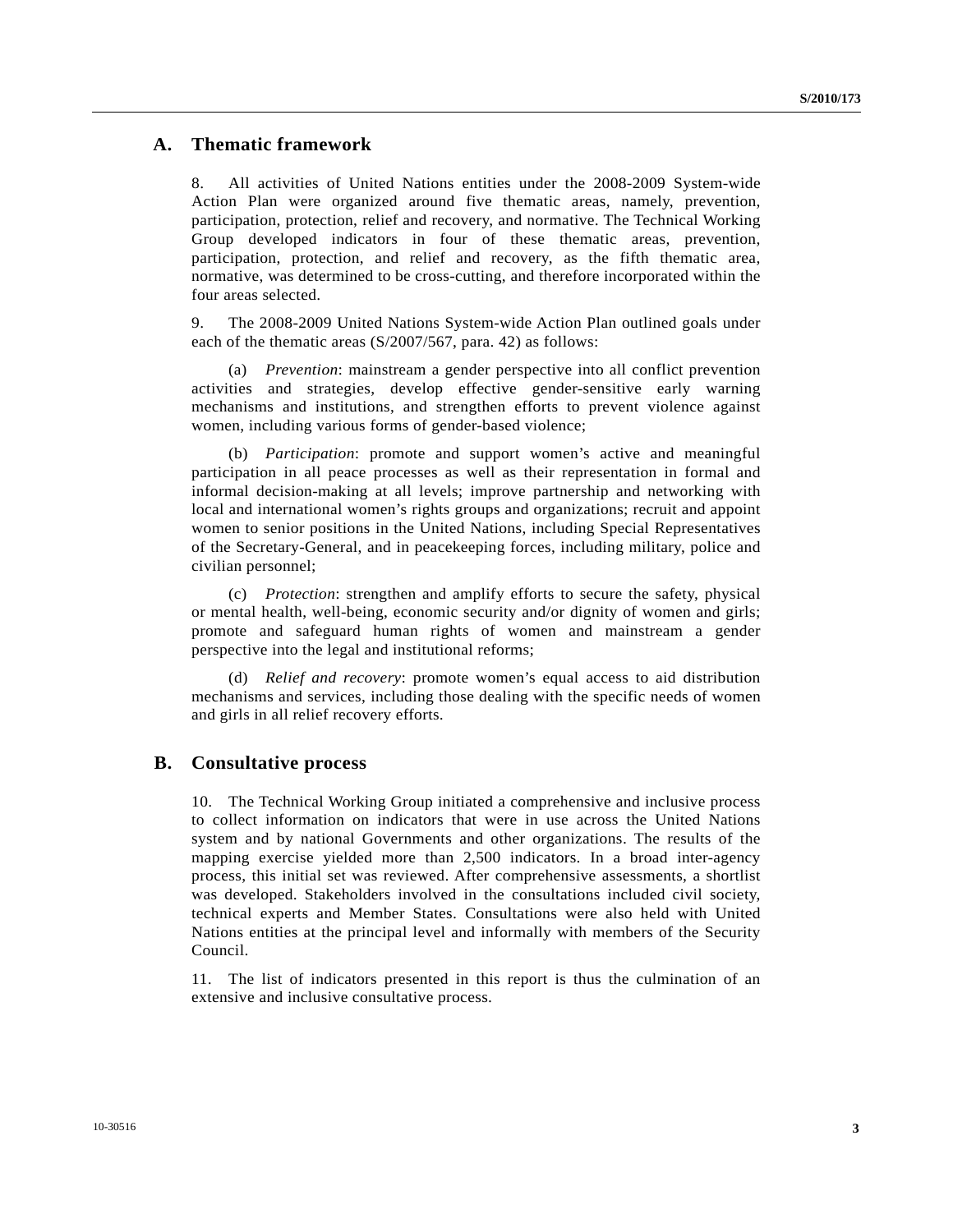## A. Thematic framework

8. All activities of United Nations entities under the 2008-2009 System-wide Action Plan were organized around five thematic areas, namely, prevention, participation, protection, relief and recovery, and normative. The Technical Working Group developed indicators in four of these thematic areas, prevention, participation, protection, and relief and recovery, as the fifth thematic area, normative, was determined to be cross-cutting, and therefore incorporated within the four areas selected.

9. The 2008-2009 United Nations System-wide Action Plan outlined goals under each of the thematic areas (S/2007/567, para. 42) as follows:

(a) *Prevention*: mainstream a gender perspective into all conflict prevention activities and strategies, develop effective gender-sensitive early warning mechanisms and institutions, and strengthen efforts to prevent violence against women, including various forms of gender-based violence;

(b) *Participation*: promote and support women's active and meaningful participation in all peace processes as well as their representation in formal and informal decision-making at all levels; improve partnership and networking with local and international women's rights groups and organizations; recruit and appoint women to senior positions in the United Nations, including Special Representatives of the Secretary-General, and in peacekeeping forces, including military, police and civilian personnel;

(c) *Protection*: strengthen and amplify efforts to secure the safety, physical or mental health, well-being, economic security and/or dignity of women and girls; promote and safeguard human rights of women and mainstream a gender perspective into the legal and institutional reforms;

(d) *Relief and recovery*: promote women's equal access to aid distribution mechanisms and services, including those dealing with the specific needs of women and girls in all relief recovery efforts.

## B. Consultative process

10. The Technical Working Group initiated a comprehensive and inclusive process to collect information on indicators that were in use across the United Nations system and by national Governments and other organizations. The results of the mapping exercise yielded more than 2,500 indicators. In a broad inter-agency process, this initial set was reviewed. After comprehensive assessments, a shortlist was developed. Stakeholders involved in the consultations included civil society, technical experts and Member States. Consultations were also held with United Nations entities at the principal level and informally with members of the Security Council.

11. The list of indicators presented in this report is thus the culmination of an extensive and inclusive consultative process.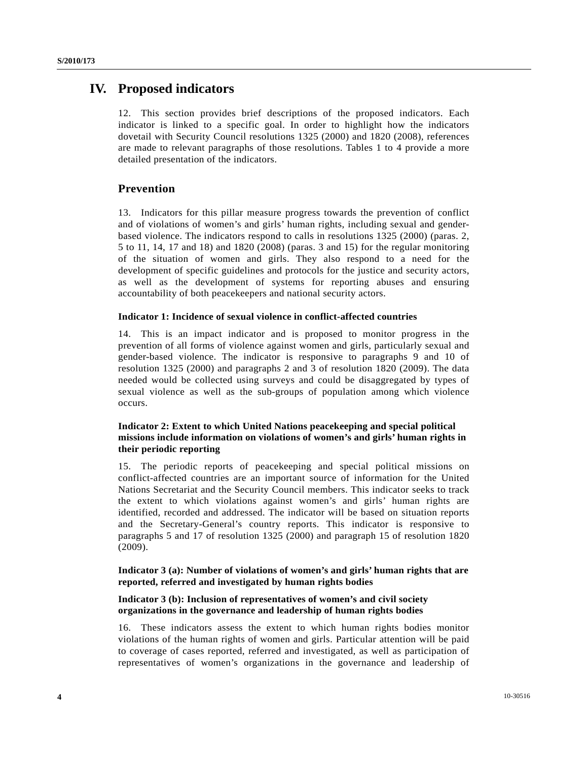# IV. Proposed indicators

12. This section provides brief descriptions of the proposed indicators. Each indicator is linked to a specific goal. In order to highlight how the indicators dovetail with Security Council resolutions 1325 (2000) and 1820 (2008), references are made to relevant paragraphs of those resolutions. Tables 1 to 4 provide a more detailed presentation of the indicators.

## Prevention

13. Indicators for this pillar measure progress towards the prevention of conflict and of violations of women's and girls' human rights, including sexual and gender-based violence. The indicators respond to calls in resolutions 1325 (2000) (paras. 2, 5 to 11, 14, 17 and 18) and 1820 (2008) (paras. 3 and 15) for the regular monitoring of the situation of women and girls. They also respond to a need for the development of specific guidelines and protocols for the justice and security actors, as well as the development of systems for reporting abuses and ensuring accountability of both peacekeepers and national security actors.

### Indicator 1: Incidence of sexual violence in conflict-affected countries

14. This is an impact indicator and is proposed to monitor progress in the prevention of all forms of violence against women and girls, particularly sexual and gender-based violence. The indicator is responsive to paragraphs 9 and 10 of resolution 1325 (2000) and paragraphs 2 and 3 of resolution 1820 (2009). The data needed would be collected using surveys and could be disaggregated by types of sexual violence as well as the sub-groups of population among which violence occurs.

### Indicator 2: Extent to which United Nations peacekeeping and special political missions include information on violations of women's and girls' human rights in their periodic reporting

15. The periodic reports of peacekeeping and special political missions on conflict-affected countries are an important source of information for the United Nations Secretariat and the Security Council members. This indicator seeks to track the extent to which violations against women's and girls' human rights are identified, recorded and addressed. The indicator will be based on situation reports and the Secretary-General's country reports. This indicator is responsive to paragraphs 5 and 17 of resolution 1325 (2000) and paragraph 15 of resolution 1820 (2009).

### Indicator 3 (a): Number of violations of women's and girls' human rights that are reported, referred and investigated by human rights bodies

### Indicator 3 (b): Inclusion of representatives of women's and civil society organizations in the governance and leadership of human rights bodies

16. These indicators assess the extent to which human rights bodies monitor violations of the human rights of women and girls. Particular attention will be paid to coverage of cases reported, referred and investigated, as well as participation of representatives of women's organizations in the governance and leadership of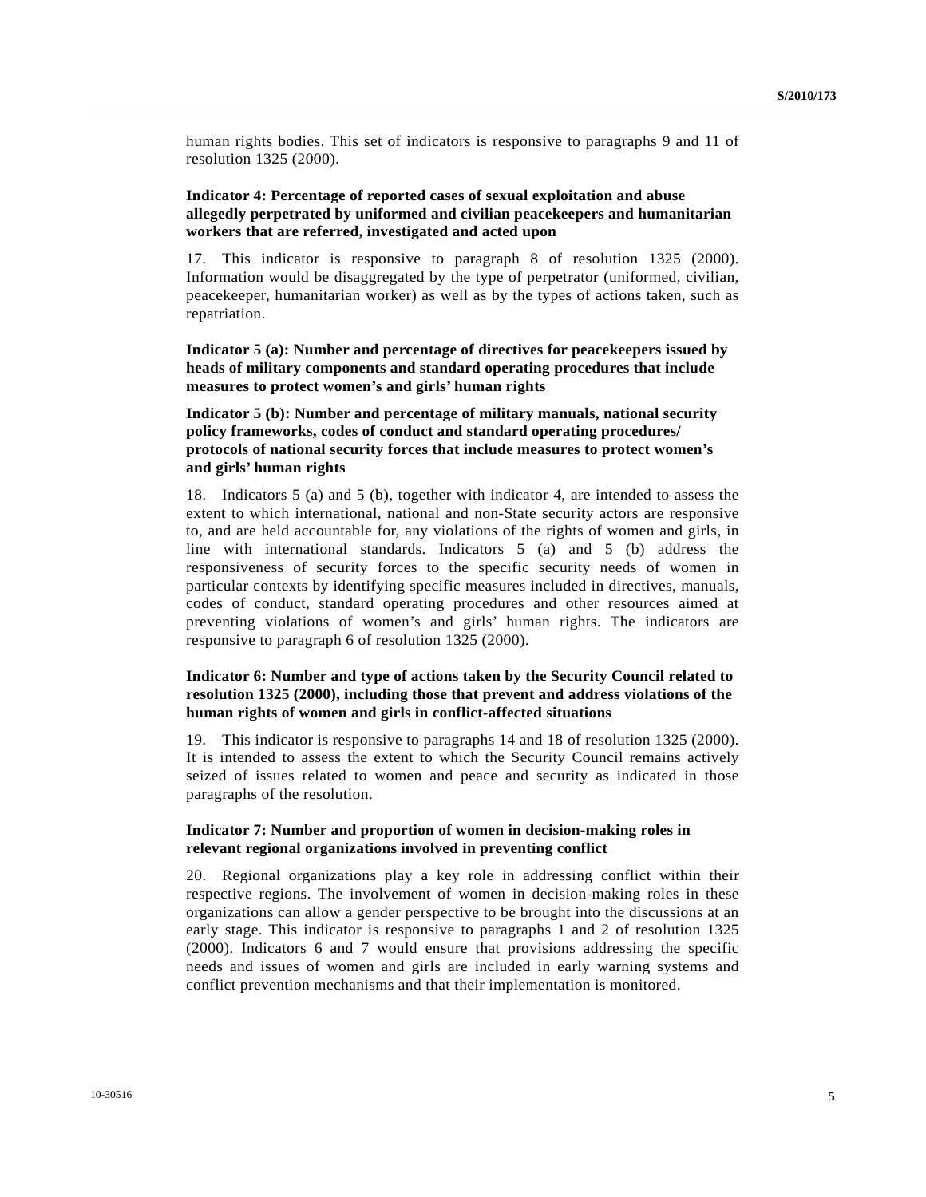human rights bodies. This set of indicators is responsive to paragraphs 9 and 11 of resolution 1325 (2000).

**Indicator 4: Percentage of reported cases of sexual exploitation and abuse allegedly perpetrated by uniformed and civilian peacekeepers and humanitarian workers that are referred, investigated and acted upon**

17. This indicator is responsive to paragraph 8 of resolution 1325 (2000). Information would be disaggregated by the type of perpetrator (uniformed, civilian, peacekeeper, humanitarian worker) as well as by the types of actions taken, such as repatriation.

**Indicator 5 (a): Number and percentage of directives for peacekeepers issued by heads of military components and standard operating procedures that include measures to protect women's and girls' human rights**

**Indicator 5 (b): Number and percentage of military manuals, national security policy frameworks, codes of conduct and standard operating procedures/protocols of national security forces that include measures to protect women's and girls' human rights**

18. Indicators 5 (a) and 5 (b), together with indicator 4, are intended to assess the extent to which international, national and non-State security actors are responsive to, and are held accountable for, any violations of the rights of women and girls, in line with international standards. Indicators 5 (a) and 5 (b) address the responsiveness of security forces to the specific security needs of women in particular contexts by identifying specific measures included in directives, manuals, codes of conduct, standard operating procedures and other resources aimed at preventing violations of women's and girls' human rights. The indicators are responsive to paragraph 6 of resolution 1325 (2000).

**Indicator 6: Number and type of actions taken by the Security Council related to resolution 1325 (2000), including those that prevent and address violations of the human rights of women and girls in conflict-affected situations**

19. This indicator is responsive to paragraphs 14 and 18 of resolution 1325 (2000). It is intended to assess the extent to which the Security Council remains actively seized of issues related to women and peace and security as indicated in those paragraphs of the resolution.

**Indicator 7: Number and proportion of women in decision-making roles in relevant regional organizations involved in preventing conflict**

20. Regional organizations play a key role in addressing conflict within their respective regions. The involvement of women in decision-making roles in these organizations can allow a gender perspective to be brought into the discussions at an early stage. This indicator is responsive to paragraphs 1 and 2 of resolution 1325 (2000). Indicators 6 and 7 would ensure that provisions addressing the specific needs and issues of women and girls are included in early warning systems and conflict prevention mechanisms and that their implementation is monitored.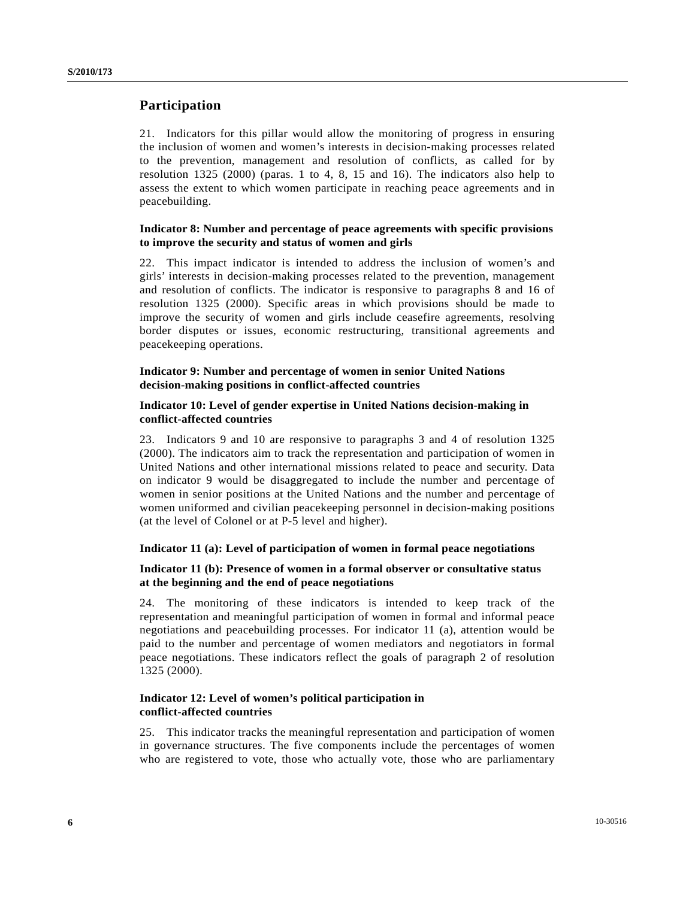## Participation

21. Indicators for this pillar would allow the monitoring of progress in ensuring the inclusion of women and women's interests in decision-making processes related to the prevention, management and resolution of conflicts, as called for by resolution 1325 (2000) (paras. 1 to 4, 8, 15 and 16). The indicators also help to assess the extent to which women participate in reaching peace agreements and in peacebuilding.

#### Indicator 8: Number and percentage of peace agreements with specific provisions to improve the security and status of women and girls

22. This impact indicator is intended to address the inclusion of women's and girls' interests in decision-making processes related to the prevention, management and resolution of conflicts. The indicator is responsive to paragraphs 8 and 16 of resolution 1325 (2000). Specific areas in which provisions should be made to improve the security of women and girls include ceasefire agreements, resolving border disputes or issues, economic restructuring, transitional agreements and peacekeeping operations.

#### Indicator 9: Number and percentage of women in senior United Nations decision-making positions in conflict-affected countries

#### Indicator 10: Level of gender expertise in United Nations decision-making in conflict-affected countries

23. Indicators 9 and 10 are responsive to paragraphs 3 and 4 of resolution 1325 (2000). The indicators aim to track the representation and participation of women in United Nations and other international missions related to peace and security. Data on indicator 9 would be disaggregated to include the number and percentage of women in senior positions at the United Nations and the number and percentage of women uniformed and civilian peacekeeping personnel in decision-making positions (at the level of Colonel or at P-5 level and higher).

#### Indicator 11 (a): Level of participation of women in formal peace negotiations

#### Indicator 11 (b): Presence of women in a formal observer or consultative status at the beginning and the end of peace negotiations

24. The monitoring of these indicators is intended to keep track of the representation and meaningful participation of women in formal and informal peace negotiations and peacebuilding processes. For indicator 11 (a), attention would be paid to the number and percentage of women mediators and negotiators in formal peace negotiations. These indicators reflect the goals of paragraph 2 of resolution 1325 (2000).

#### Indicator 12: Level of women's political participation in conflict-affected countries

25. This indicator tracks the meaningful representation and participation of women in governance structures. The five components include the percentages of women who are registered to vote, those who actually vote, those who are parliamentary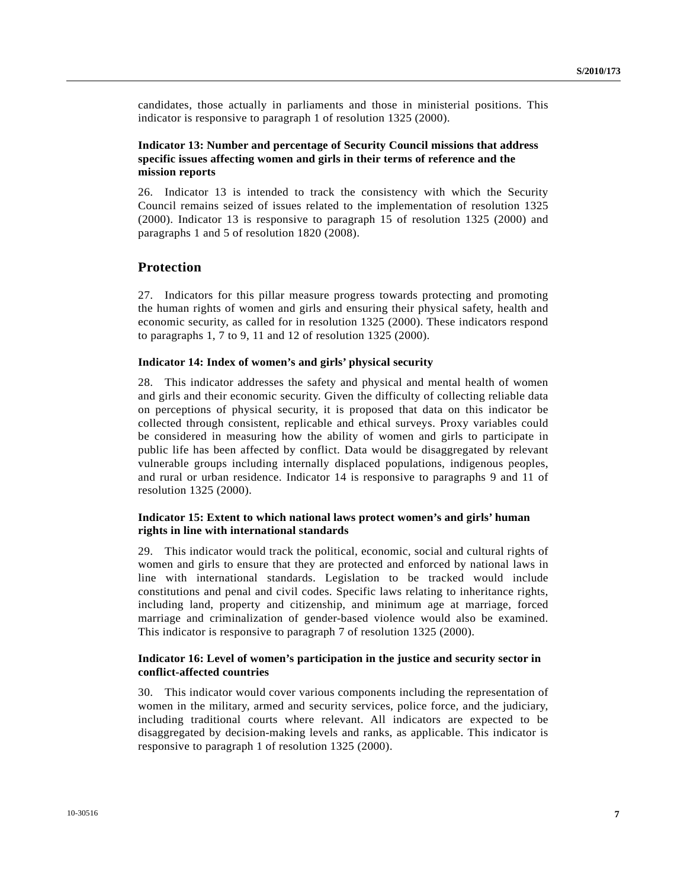candidates, those actually in parliaments and those in ministerial positions. This indicator is responsive to paragraph 1 of resolution 1325 (2000).

**Indicator 13: Number and percentage of Security Council missions that address specific issues affecting women and girls in their terms of reference and the mission reports**

26. Indicator 13 is intended to track the consistency with which the Security Council remains seized of issues related to the implementation of resolution 1325 (2000). Indicator 13 is responsive to paragraph 15 of resolution 1325 (2000) and paragraphs 1 and 5 of resolution 1820 (2008).

## Protection

27. Indicators for this pillar measure progress towards protecting and promoting the human rights of women and girls and ensuring their physical safety, health and economic security, as called for in resolution 1325 (2000). These indicators respond to paragraphs 1, 7 to 9, 11 and 12 of resolution 1325 (2000).

**Indicator 14: Index of women's and girls' physical security**

28. This indicator addresses the safety and physical and mental health of women and girls and their economic security. Given the difficulty of collecting reliable data on perceptions of physical security, it is proposed that data on this indicator be collected through consistent, replicable and ethical surveys. Proxy variables could be considered in measuring how the ability of women and girls to participate in public life has been affected by conflict. Data would be disaggregated by relevant vulnerable groups including internally displaced populations, indigenous peoples, and rural or urban residence. Indicator 14 is responsive to paragraphs 9 and 11 of resolution 1325 (2000).

**Indicator 15: Extent to which national laws protect women's and girls' human rights in line with international standards**

29. This indicator would track the political, economic, social and cultural rights of women and girls to ensure that they are protected and enforced by national laws in line with international standards. Legislation to be tracked would include constitutions and penal and civil codes. Specific laws relating to inheritance rights, including land, property and citizenship, and minimum age at marriage, forced marriage and criminalization of gender-based violence would also be examined. This indicator is responsive to paragraph 7 of resolution 1325 (2000).

**Indicator 16: Level of women's participation in the justice and security sector in conflict-affected countries**

30. This indicator would cover various components including the representation of women in the military, armed and security services, police force, and the judiciary, including traditional courts where relevant. All indicators are expected to be disaggregated by decision-making levels and ranks, as applicable. This indicator is responsive to paragraph 1 of resolution 1325 (2000).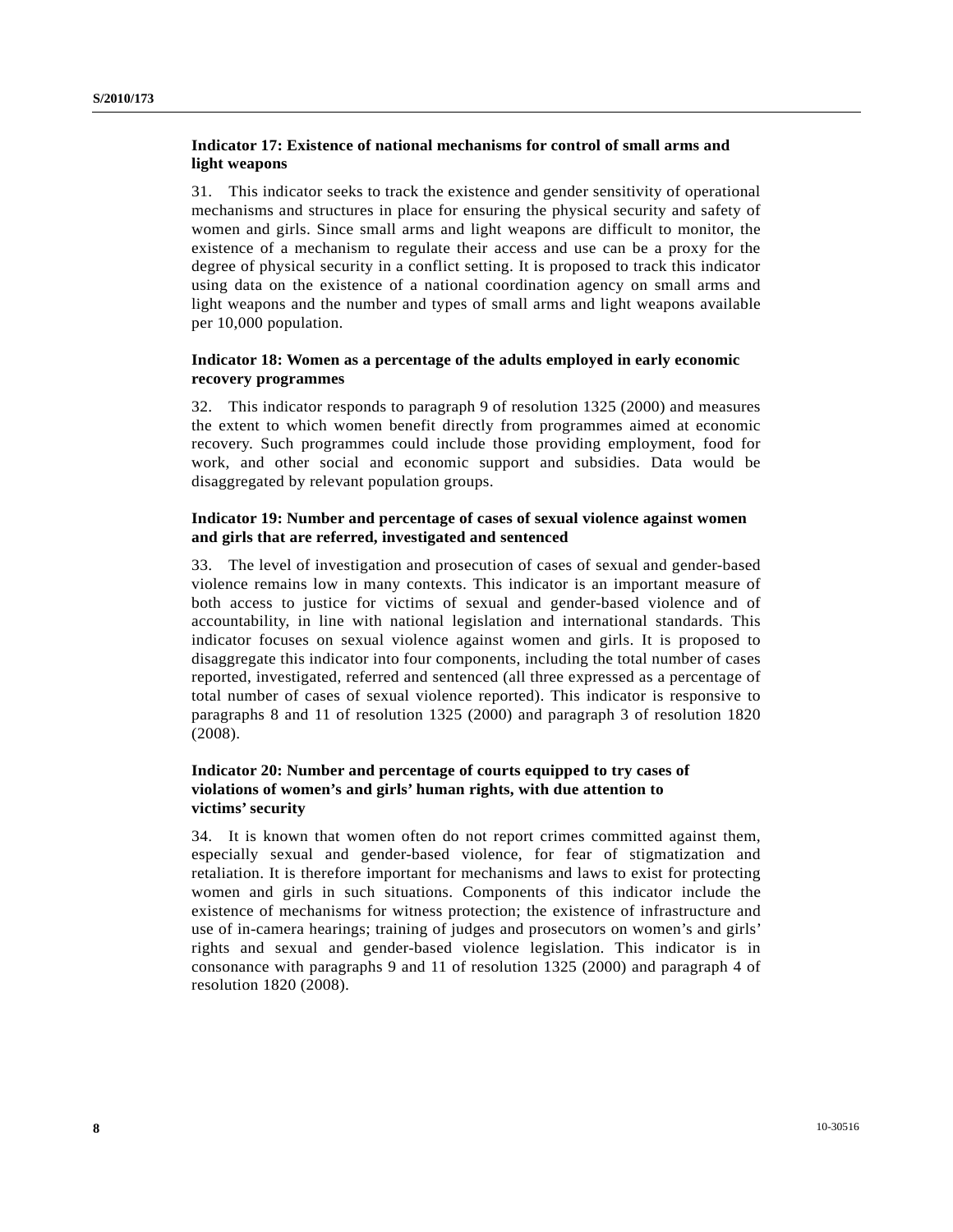### Indicator 17: Existence of national mechanisms for control of small arms and light weapons

31. This indicator seeks to track the existence and gender sensitivity of operational mechanisms and structures in place for ensuring the physical security and safety of women and girls. Since small arms and light weapons are difficult to monitor, the existence of a mechanism to regulate their access and use can be a proxy for the degree of physical security in a conflict setting. It is proposed to track this indicator using data on the existence of a national coordination agency on small arms and light weapons and the number and types of small arms and light weapons available per 10,000 population.

### Indicator 18: Women as a percentage of the adults employed in early economic recovery programmes

32. This indicator responds to paragraph 9 of resolution 1325 (2000) and measures the extent to which women benefit directly from programmes aimed at economic recovery. Such programmes could include those providing employment, food for work, and other social and economic support and subsidies. Data would be disaggregated by relevant population groups.

### Indicator 19: Number and percentage of cases of sexual violence against women and girls that are referred, investigated and sentenced

33. The level of investigation and prosecution of cases of sexual and gender-based violence remains low in many contexts. This indicator is an important measure of both access to justice for victims of sexual and gender-based violence and of accountability, in line with national legislation and international standards. This indicator focuses on sexual violence against women and girls. It is proposed to disaggregate this indicator into four components, including the total number of cases reported, investigated, referred and sentenced (all three expressed as a percentage of total number of cases of sexual violence reported). This indicator is responsive to paragraphs 8 and 11 of resolution 1325 (2000) and paragraph 3 of resolution 1820 (2008).

### Indicator 20: Number and percentage of courts equipped to try cases of violations of women's and girls' human rights, with due attention to victims' security

34. It is known that women often do not report crimes committed against them, especially sexual and gender-based violence, for fear of stigmatization and retaliation. It is therefore important for mechanisms and laws to exist for protecting women and girls in such situations. Components of this indicator include the existence of mechanisms for witness protection; the existence of infrastructure and use of in-camera hearings; training of judges and prosecutors on women's and girls' rights and sexual and gender-based violence legislation. This indicator is in consonance with paragraphs 9 and 11 of resolution 1325 (2000) and paragraph 4 of resolution 1820 (2008).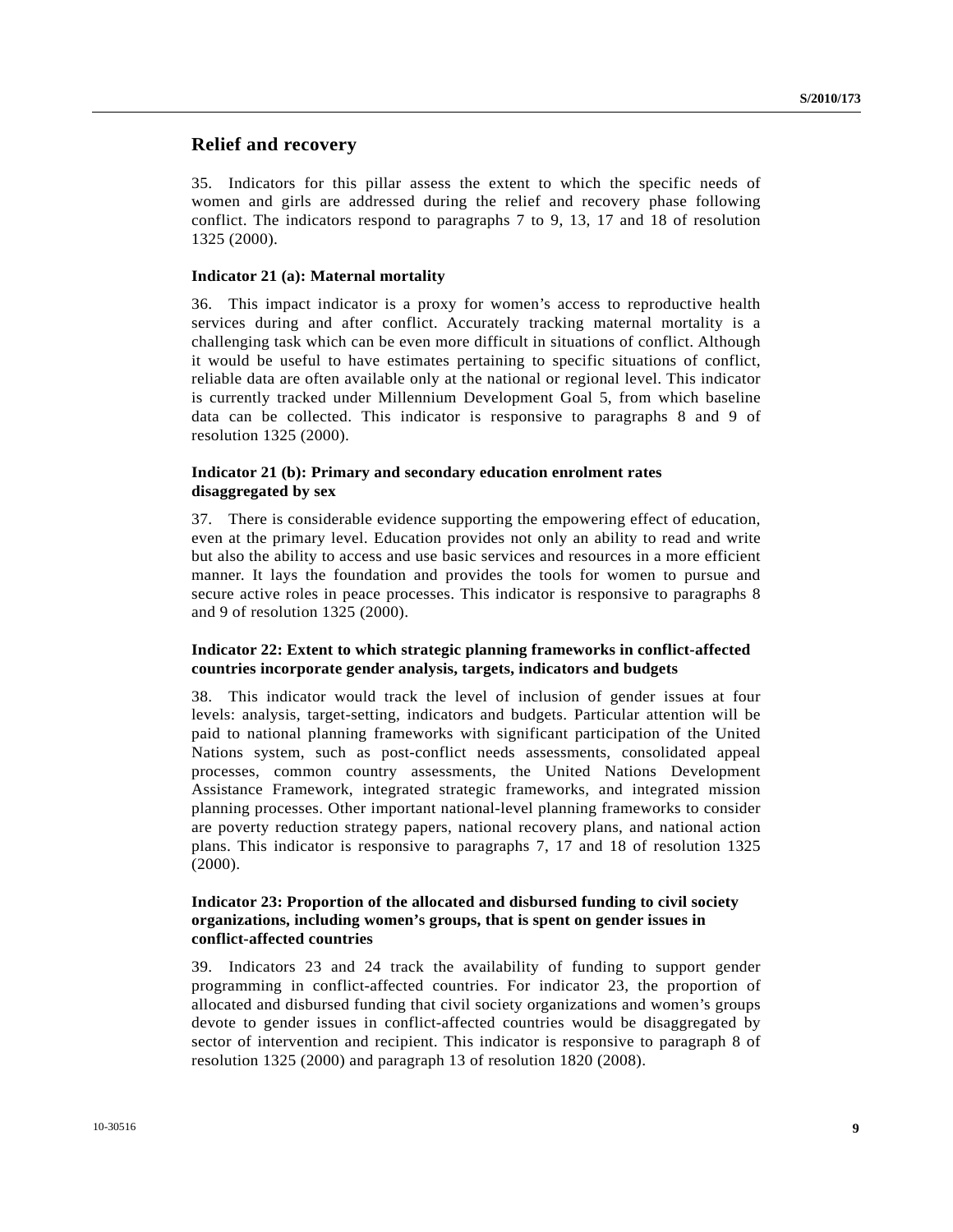## Relief and recovery

35. Indicators for this pillar assess the extent to which the specific needs of women and girls are addressed during the relief and recovery phase following conflict. The indicators respond to paragraphs 7 to 9, 13, 17 and 18 of resolution 1325 (2000).

#### Indicator 21 (a): Maternal mortality

36. This impact indicator is a proxy for women's access to reproductive health services during and after conflict. Accurately tracking maternal mortality is a challenging task which can be even more difficult in situations of conflict. Although it would be useful to have estimates pertaining to specific situations of conflict, reliable data are often available only at the national or regional level. This indicator is currently tracked under Millennium Development Goal 5, from which baseline data can be collected. This indicator is responsive to paragraphs 8 and 9 of resolution 1325 (2000).

#### Indicator 21 (b): Primary and secondary education enrolment rates disaggregated by sex

37. There is considerable evidence supporting the empowering effect of education, even at the primary level. Education provides not only an ability to read and write but also the ability to access and use basic services and resources in a more efficient manner. It lays the foundation and provides the tools for women to pursue and secure active roles in peace processes. This indicator is responsive to paragraphs 8 and 9 of resolution 1325 (2000).

#### Indicator 22: Extent to which strategic planning frameworks in conflict-affected countries incorporate gender analysis, targets, indicators and budgets

38. This indicator would track the level of inclusion of gender issues at four levels: analysis, target-setting, indicators and budgets. Particular attention will be paid to national planning frameworks with significant participation of the United Nations system, such as post-conflict needs assessments, consolidated appeal processes, common country assessments, the United Nations Development Assistance Framework, integrated strategic frameworks, and integrated mission planning processes. Other important national-level planning frameworks to consider are poverty reduction strategy papers, national recovery plans, and national action plans. This indicator is responsive to paragraphs 7, 17 and 18 of resolution 1325 (2000).

#### Indicator 23: Proportion of the allocated and disbursed funding to civil society organizations, including women's groups, that is spent on gender issues in conflict-affected countries

39. Indicators 23 and 24 track the availability of funding to support gender programming in conflict-affected countries. For indicator 23, the proportion of allocated and disbursed funding that civil society organizations and women's groups devote to gender issues in conflict-affected countries would be disaggregated by sector of intervention and recipient. This indicator is responsive to paragraph 8 of resolution 1325 (2000) and paragraph 13 of resolution 1820 (2008).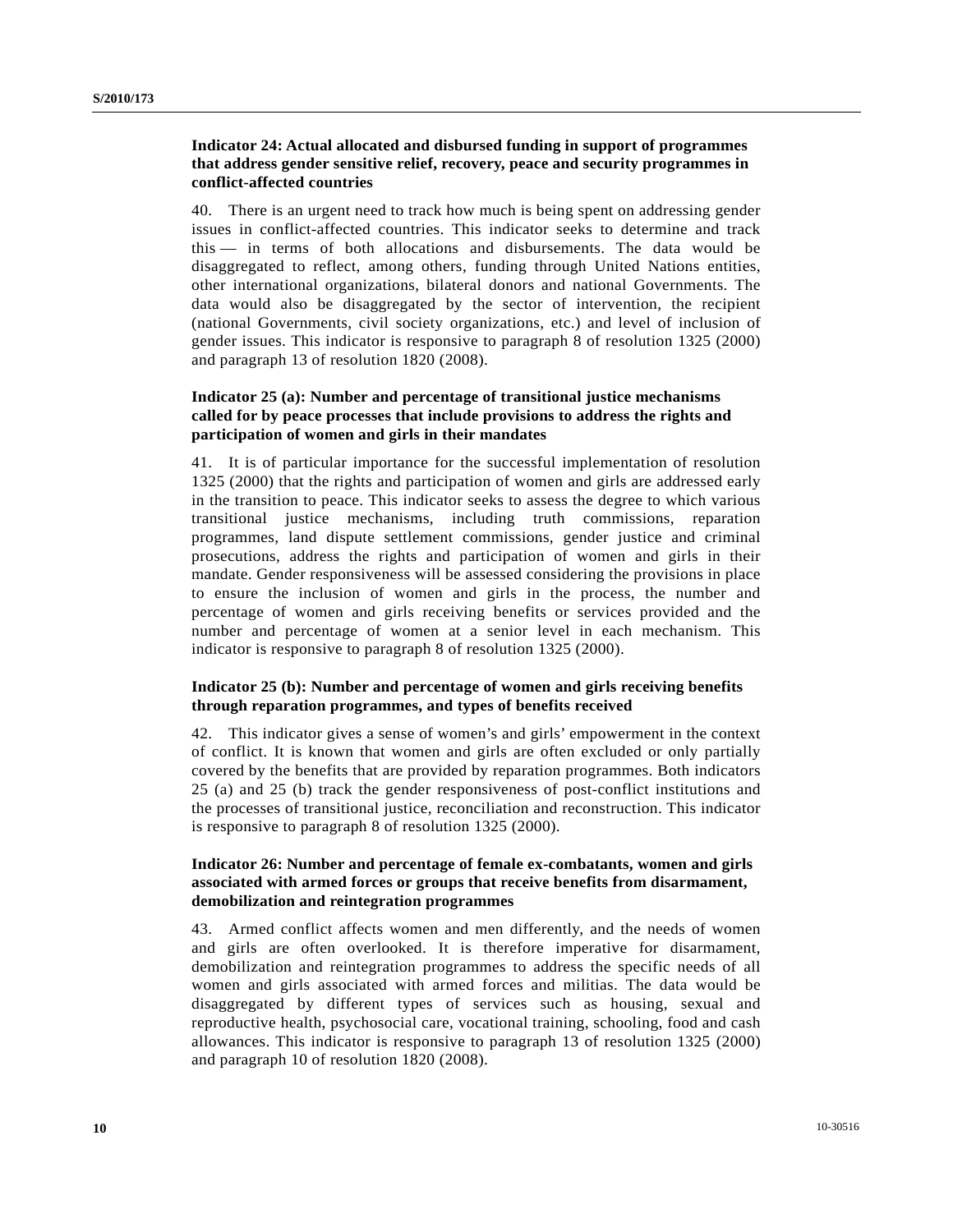**Indicator 24: Actual allocated and disbursed funding in support of programmes that address gender sensitive relief, recovery, peace and security programmes in conflict-affected countries**

40. There is an urgent need to track how much is being spent on addressing gender issues in conflict-affected countries. This indicator seeks to determine and track this — in terms of both allocations and disbursements. The data would be disaggregated to reflect, among others, funding through United Nations entities, other international organizations, bilateral donors and national Governments. The data would also be disaggregated by the sector of intervention, the recipient (national Governments, civil society organizations, etc.) and level of inclusion of gender issues. This indicator is responsive to paragraph 8 of resolution 1325 (2000) and paragraph 13 of resolution 1820 (2008).

**Indicator 25 (a): Number and percentage of transitional justice mechanisms called for by peace processes that include provisions to address the rights and participation of women and girls in their mandates**

41. It is of particular importance for the successful implementation of resolution 1325 (2000) that the rights and participation of women and girls are addressed early in the transition to peace. This indicator seeks to assess the degree to which various transitional justice mechanisms, including truth commissions, reparation programmes, land dispute settlement commissions, gender justice and criminal prosecutions, address the rights and participation of women and girls in their mandate. Gender responsiveness will be assessed considering the provisions in place to ensure the inclusion of women and girls in the process, the number and percentage of women and girls receiving benefits or services provided and the number and percentage of women at a senior level in each mechanism. This indicator is responsive to paragraph 8 of resolution 1325 (2000).

**Indicator 25 (b): Number and percentage of women and girls receiving benefits through reparation programmes, and types of benefits received**

42. This indicator gives a sense of women's and girls' empowerment in the context of conflict. It is known that women and girls are often excluded or only partially covered by the benefits that are provided by reparation programmes. Both indicators 25 (a) and 25 (b) track the gender responsiveness of post-conflict institutions and the processes of transitional justice, reconciliation and reconstruction. This indicator is responsive to paragraph 8 of resolution 1325 (2000).

**Indicator 26: Number and percentage of female ex-combatants, women and girls associated with armed forces or groups that receive benefits from disarmament, demobilization and reintegration programmes**

43. Armed conflict affects women and men differently, and the needs of women and girls are often overlooked. It is therefore imperative for disarmament, demobilization and reintegration programmes to address the specific needs of all women and girls associated with armed forces and militias. The data would be disaggregated by different types of services such as housing, sexual and reproductive health, psychosocial care, vocational training, schooling, food and cash allowances. This indicator is responsive to paragraph 13 of resolution 1325 (2000) and paragraph 10 of resolution 1820 (2008).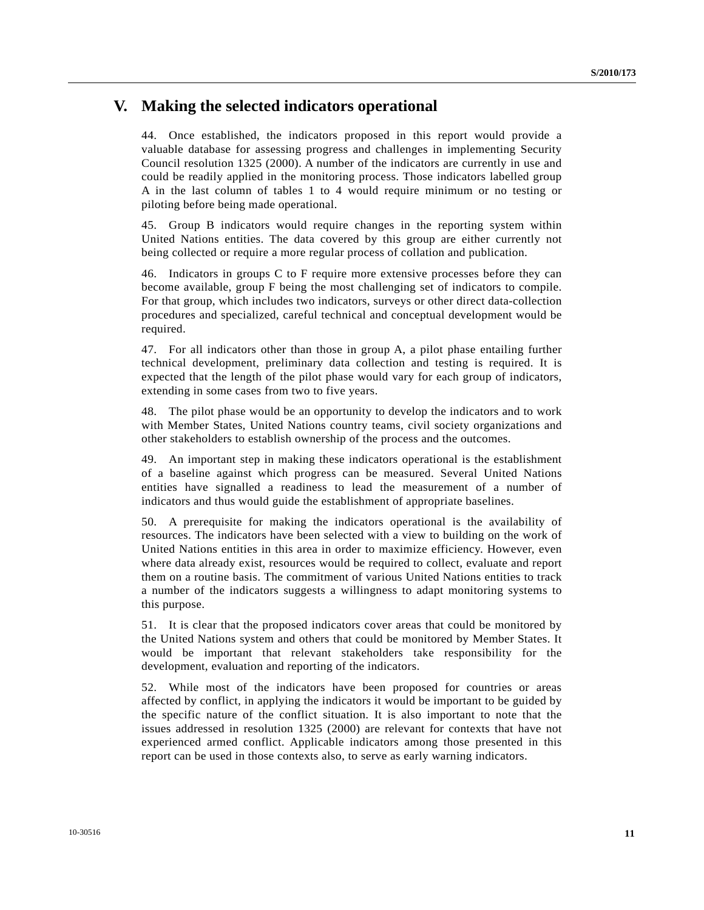## V. Making the selected indicators operational

44. Once established, the indicators proposed in this report would provide a valuable database for assessing progress and challenges in implementing Security Council resolution 1325 (2000). A number of the indicators are currently in use and could be readily applied in the monitoring process. Those indicators labelled group A in the last column of tables 1 to 4 would require minimum or no testing or piloting before being made operational.

45. Group B indicators would require changes in the reporting system within United Nations entities. The data covered by this group are either currently not being collected or require a more regular process of collation and publication.

46. Indicators in groups C to F require more extensive processes before they can become available, group F being the most challenging set of indicators to compile. For that group, which includes two indicators, surveys or other direct data-collection procedures and specialized, careful technical and conceptual development would be required.

47. For all indicators other than those in group A, a pilot phase entailing further technical development, preliminary data collection and testing is required. It is expected that the length of the pilot phase would vary for each group of indicators, extending in some cases from two to five years.

48. The pilot phase would be an opportunity to develop the indicators and to work with Member States, United Nations country teams, civil society organizations and other stakeholders to establish ownership of the process and the outcomes.

49. An important step in making these indicators operational is the establishment of a baseline against which progress can be measured. Several United Nations entities have signalled a readiness to lead the measurement of a number of indicators and thus would guide the establishment of appropriate baselines.

50. A prerequisite for making the indicators operational is the availability of resources. The indicators have been selected with a view to building on the work of United Nations entities in this area in order to maximize efficiency. However, even where data already exist, resources would be required to collect, evaluate and report them on a routine basis. The commitment of various United Nations entities to track a number of the indicators suggests a willingness to adapt monitoring systems to this purpose.

51. It is clear that the proposed indicators cover areas that could be monitored by the United Nations system and others that could be monitored by Member States. It would be important that relevant stakeholders take responsibility for the development, evaluation and reporting of the indicators.

52. While most of the indicators have been proposed for countries or areas affected by conflict, in applying the indicators it would be important to be guided by the specific nature of the conflict situation. It is also important to note that the issues addressed in resolution 1325 (2000) are relevant for contexts that have not experienced armed conflict. Applicable indicators among those presented in this report can be used in those contexts also, to serve as early warning indicators.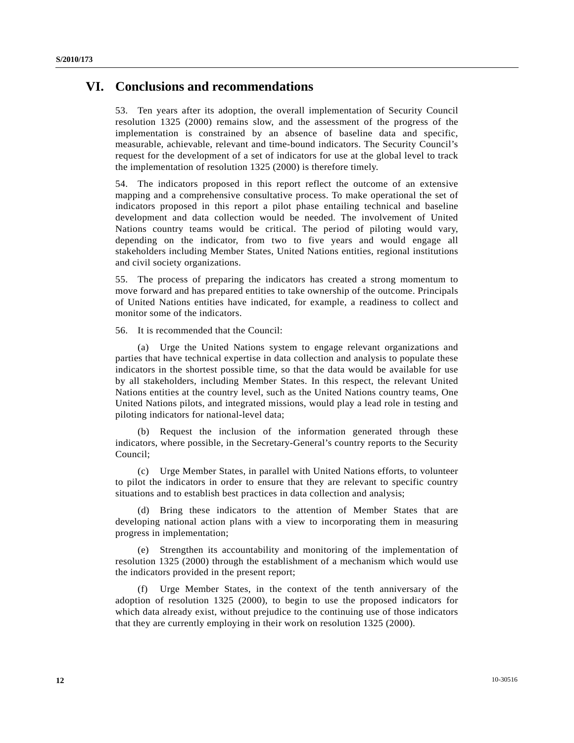# VI. Conclusions and recommendations

53. Ten years after its adoption, the overall implementation of Security Council resolution 1325 (2000) remains slow, and the assessment of the progress of the implementation is constrained by an absence of baseline data and specific, measurable, achievable, relevant and time-bound indicators. The Security Council's request for the development of a set of indicators for use at the global level to track the implementation of resolution 1325 (2000) is therefore timely.

54. The indicators proposed in this report reflect the outcome of an extensive mapping and a comprehensive consultative process. To make operational the set of indicators proposed in this report a pilot phase entailing technical and baseline development and data collection would be needed. The involvement of United Nations country teams would be critical. The period of piloting would vary, depending on the indicator, from two to five years and would engage all stakeholders including Member States, United Nations entities, regional institutions and civil society organizations.

55. The process of preparing the indicators has created a strong momentum to move forward and has prepared entities to take ownership of the outcome. Principals of United Nations entities have indicated, for example, a readiness to collect and monitor some of the indicators.

56. It is recommended that the Council:

(a) Urge the United Nations system to engage relevant organizations and parties that have technical expertise in data collection and analysis to populate these indicators in the shortest possible time, so that the data would be available for use by all stakeholders, including Member States. In this respect, the relevant United Nations entities at the country level, such as the United Nations country teams, One United Nations pilots, and integrated missions, would play a lead role in testing and piloting indicators for national-level data;

(b) Request the inclusion of the information generated through these indicators, where possible, in the Secretary-General's country reports to the Security Council;

(c) Urge Member States, in parallel with United Nations efforts, to volunteer to pilot the indicators in order to ensure that they are relevant to specific country situations and to establish best practices in data collection and analysis;

(d) Bring these indicators to the attention of Member States that are developing national action plans with a view to incorporating them in measuring progress in implementation;

(e) Strengthen its accountability and monitoring of the implementation of resolution 1325 (2000) through the establishment of a mechanism which would use the indicators provided in the present report;

(f) Urge Member States, in the context of the tenth anniversary of the adoption of resolution 1325 (2000), to begin to use the proposed indicators for which data already exist, without prejudice to the continuing use of those indicators that they are currently employing in their work on resolution 1325 (2000).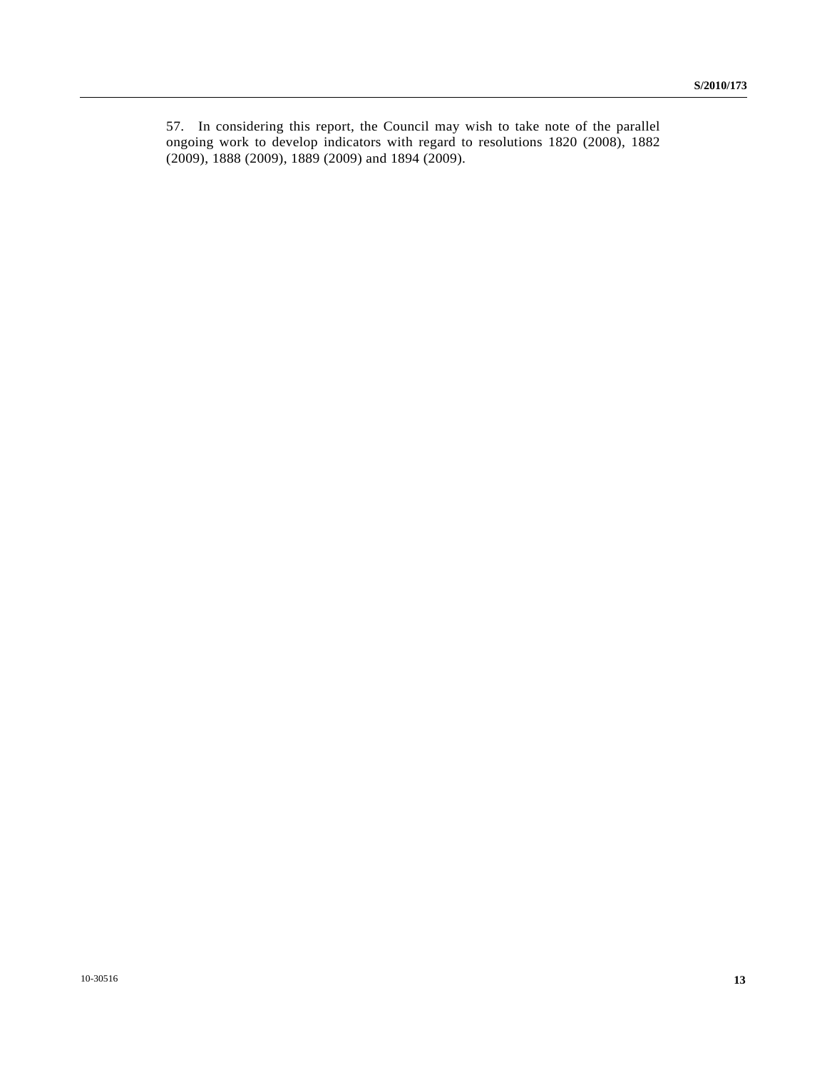57. In considering this report, the Council may wish to take note of the parallel ongoing work to develop indicators with regard to resolutions 1820 (2008), 1882 (2009), 1888 (2009), 1889 (2009) and 1894 (2009).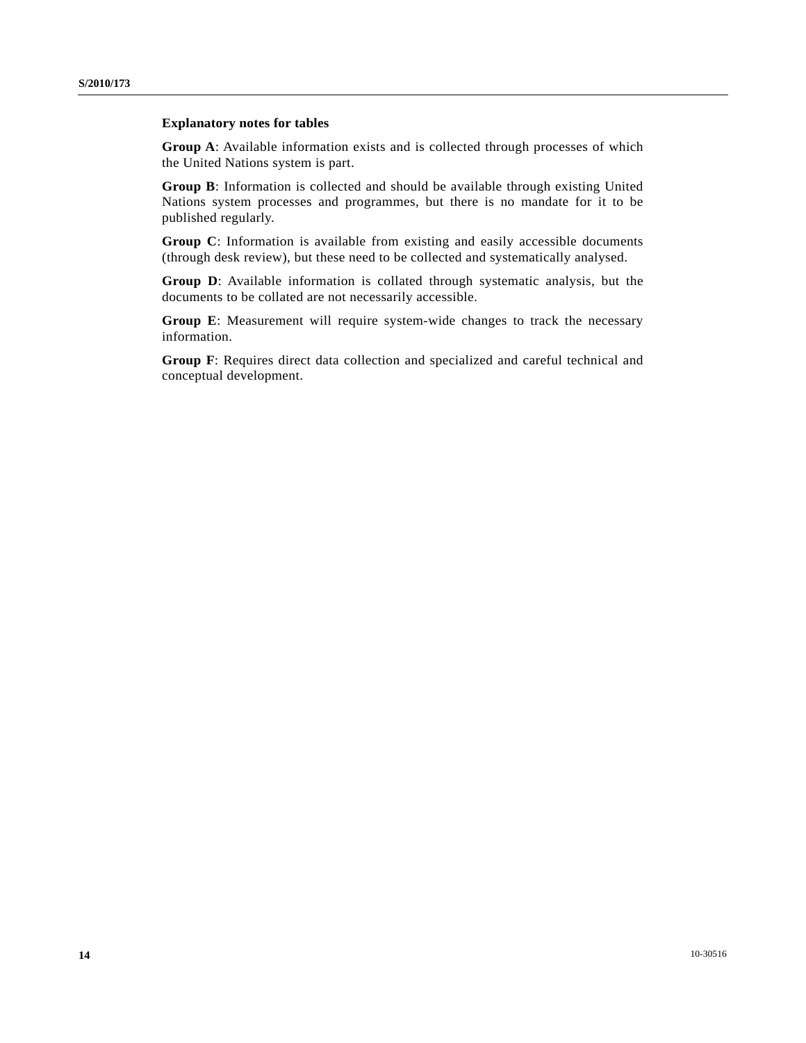**Explanatory notes for tables**

**Group A**: Available information exists and is collected through processes of which the United Nations system is part.

**Group B**: Information is collected and should be available through existing United Nations system processes and programmes, but there is no mandate for it to be published regularly.

**Group C**: Information is available from existing and easily accessible documents (through desk review), but these need to be collected and systematically analysed.

**Group D**: Available information is collated through systematic analysis, but the documents to be collated are not necessarily accessible.

**Group E**: Measurement will require system-wide changes to track the necessary information.

**Group F**: Requires direct data collection and specialized and careful technical and conceptual development.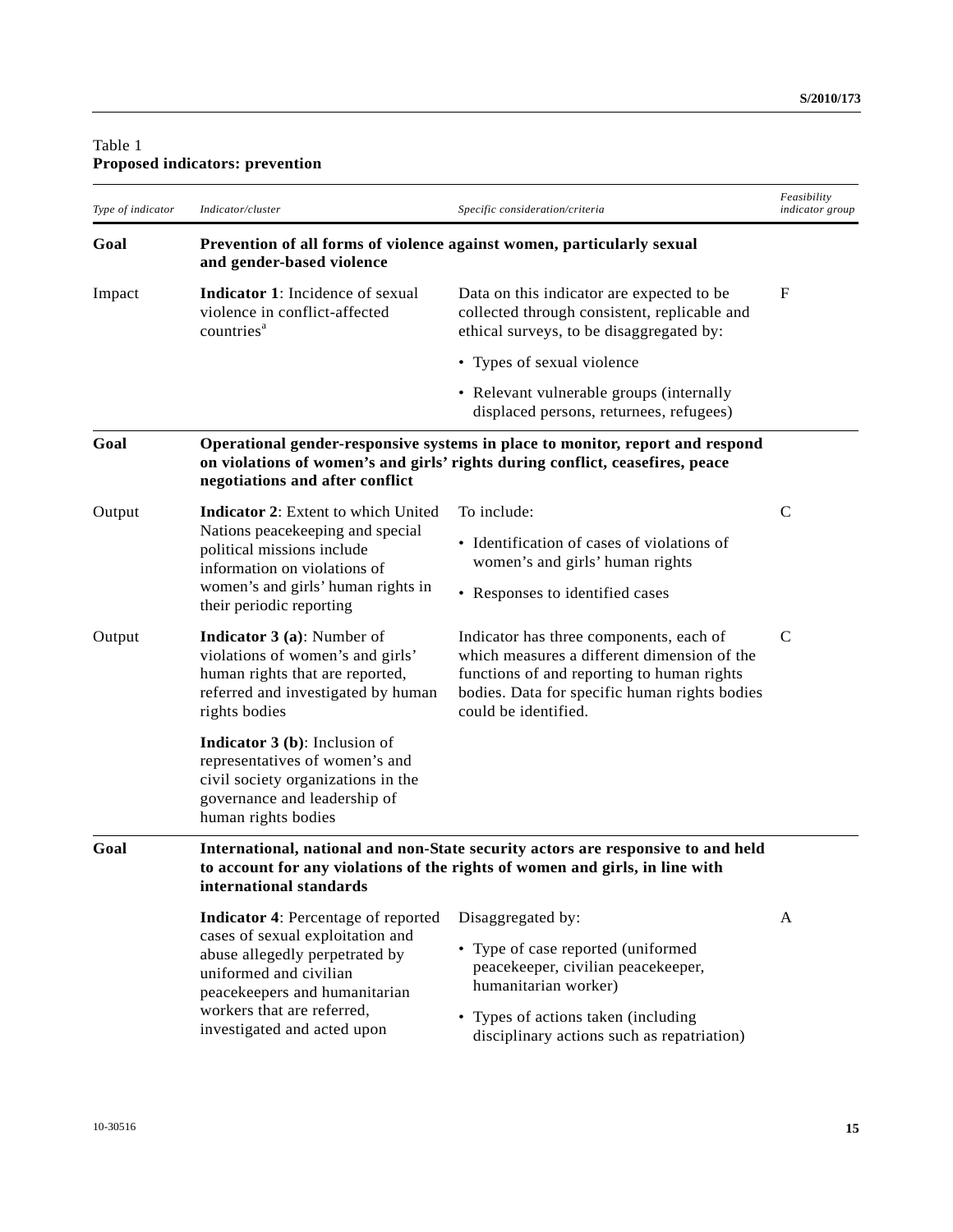Table 1
**Proposed indicators: prevention**

| *Type of indicator* | *Indicator/cluster* | *Specific consideration/criteria* | *Feasibility indicator group* |
|---|---|---|---|
| **Goal** | **Prevention of all forms of violence against women, particularly sexual and gender-based violence** | | |
| Impact | **Indicator 1**: Incidence of sexual violence in conflict-affected countries[a] | Data on this indicator are expected to be collected through consistent, replicable and ethical surveys, to be disaggregated by:<br>• Types of sexual violence<br>• Relevant vulnerable groups (internally displaced persons, returnees, refugees) | F |
| **Goal** | **Operational gender-responsive systems in place to monitor, report and respond on violations of women's and girls' rights during conflict, ceasefires, peace negotiations and after conflict** | | |
| Output | **Indicator 2**: Extent to which United Nations peacekeeping and special political missions include information on violations of women's and girls' human rights in their periodic reporting | To include:<br>• Identification of cases of violations of women's and girls' human rights<br>• Responses to identified cases | C |
| Output | **Indicator 3 (a)**: Number of violations of women's and girls' human rights that are reported, referred and investigated by human rights bodies<br><br>**Indicator 3 (b)**: Inclusion of representatives of women's and civil society organizations in the governance and leadership of human rights bodies | Indicator has three components, each of which measures a different dimension of the functions of and reporting to human rights bodies. Data for specific human rights bodies could be identified. | C |
| **Goal** | **International, national and non-State security actors are responsive to and held to account for any violations of the rights of women and girls, in line with international standards** | | |
| | **Indicator 4**: Percentage of reported cases of sexual exploitation and abuse allegedly perpetrated by uniformed and civilian peacekeepers and humanitarian workers that are referred, investigated and acted upon | Disaggregated by:<br>• Type of case reported (uniformed peacekeeper, civilian peacekeeper, humanitarian worker)<br>• Types of actions taken (including disciplinary actions such as repatriation) | A |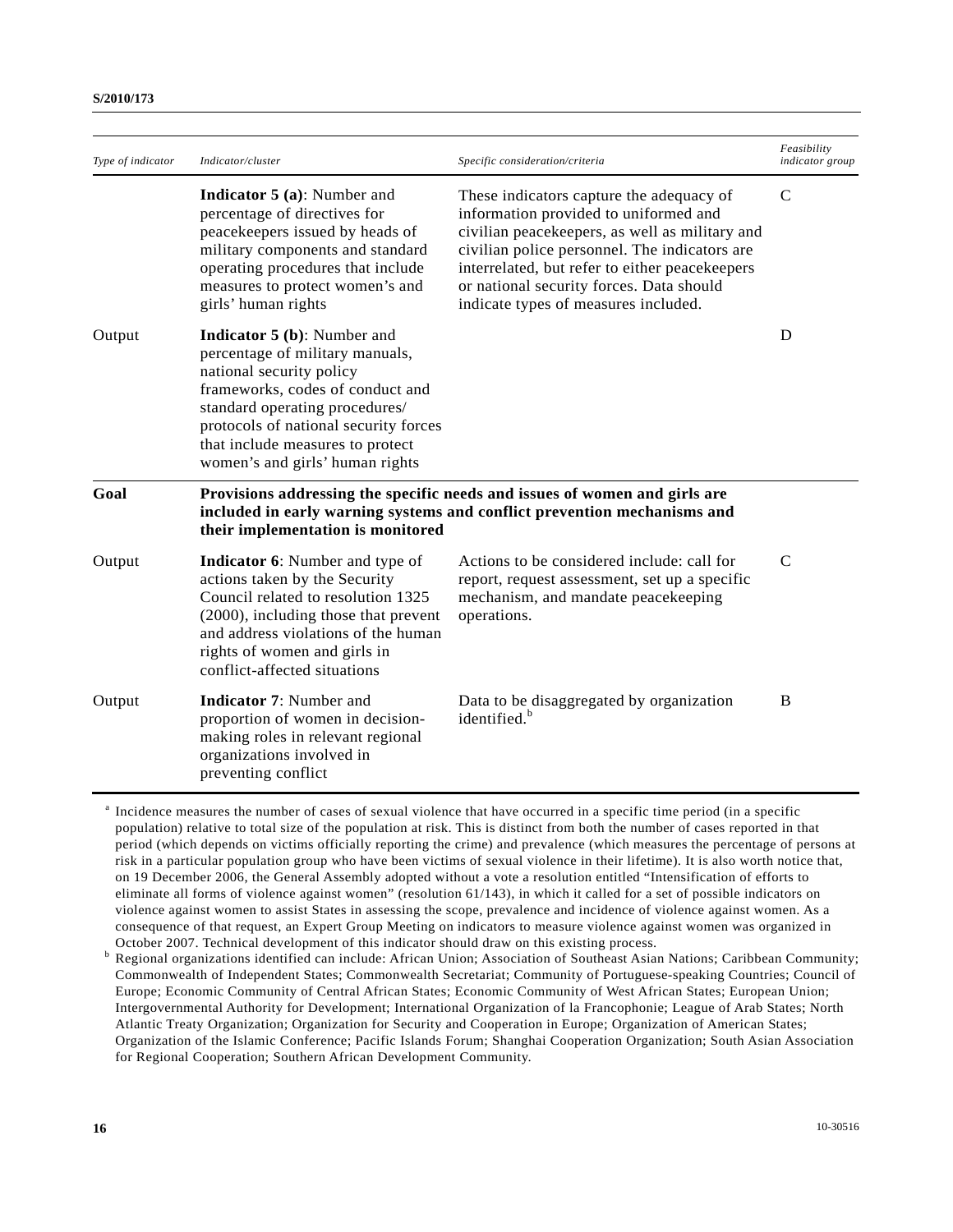| *Type of indicator* | *Indicator/cluster* | *Specific consideration/criteria* | *Feasibility indicator group* |
|---|---|---|---|
| | **Indicator 5 (a)**: Number and percentage of directives for peacekeepers issued by heads of military components and standard operating procedures that include measures to protect women's and girls' human rights | These indicators capture the adequacy of information provided to uniformed and civilian peacekeepers, as well as military and civilian police personnel. The indicators are interrelated, but refer to either peacekeepers or national security forces. Data should indicate types of measures included. | C |
| Output | **Indicator 5 (b)**: Number and percentage of military manuals, national security policy frameworks, codes of conduct and standard operating procedures/ protocols of national security forces that include measures to protect women's and girls' human rights | | D |
| **Goal** | **Provisions addressing the specific needs and issues of women and girls are included in early warning systems and conflict prevention mechanisms and their implementation is monitored** | | |
| Output | **Indicator 6**: Number and type of actions taken by the Security Council related to resolution 1325 (2000), including those that prevent and address violations of the human rights of women and girls in conflict-affected situations | Actions to be considered include: call for report, request assessment, set up a specific mechanism, and mandate peacekeeping operations. | C |
| Output | **Indicator 7**: Number and proportion of women in decision-making roles in relevant regional organizations involved in preventing conflict | Data to be disaggregated by organization identified.[b] | B |

[a] Incidence measures the number of cases of sexual violence that have occurred in a specific time period (in a specific population) relative to total size of the population at risk. This is distinct from both the number of cases reported in that period (which depends on victims officially reporting the crime) and prevalence (which measures the percentage of persons at risk in a particular population group who have been victims of sexual violence in their lifetime). It is also worth notice that, on 19 December 2006, the General Assembly adopted without a vote a resolution entitled "Intensification of efforts to eliminate all forms of violence against women" (resolution 61/143), in which it called for a set of possible indicators on violence against women to assist States in assessing the scope, prevalence and incidence of violence against women. As a consequence of that request, an Expert Group Meeting on indicators to measure violence against women was organized in October 2007. Technical development of this indicator should draw on this existing process.

[b] Regional organizations identified can include: African Union; Association of Southeast Asian Nations; Caribbean Community; Commonwealth of Independent States; Commonwealth Secretariat; Community of Portuguese-speaking Countries; Council of Europe; Economic Community of Central African States; Economic Community of West African States; European Union; Intergovernmental Authority for Development; International Organization of la Francophonie; League of Arab States; North Atlantic Treaty Organization; Organization for Security and Cooperation in Europe; Organization of American States; Organization of the Islamic Conference; Pacific Islands Forum; Shanghai Cooperation Organization; South Asian Association for Regional Cooperation; Southern African Development Community.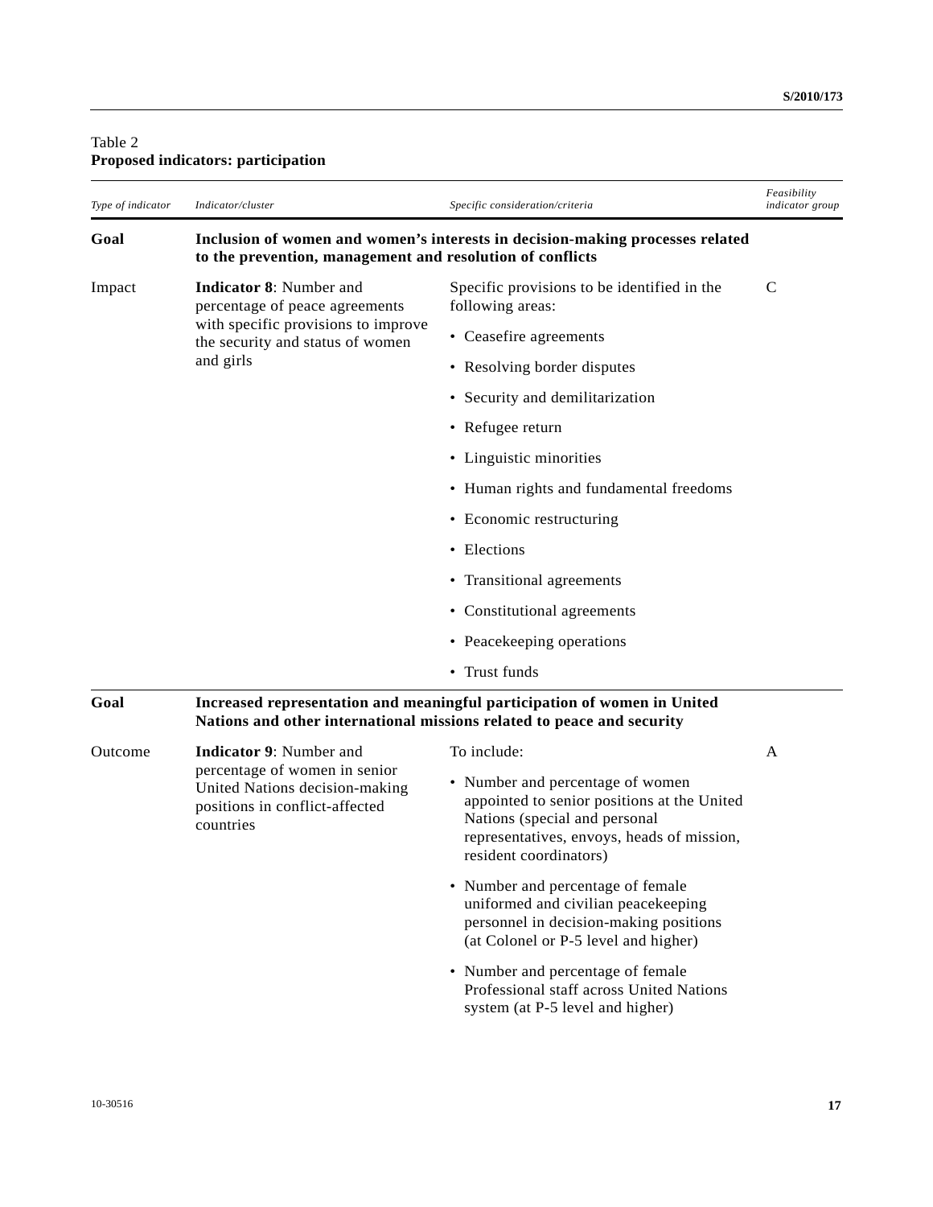Table 2
**Proposed indicators: participation**

| *Type of indicator* | *Indicator/cluster* | *Specific consideration/criteria* | *Feasibility indicator group* |
|---|---|---|---|
| **Goal** | **Inclusion of women and women's interests in decision-making processes related to the prevention, management and resolution of conflicts** | | |
| Impact | **Indicator 8**: Number and percentage of peace agreements with specific provisions to improve the security and status of women and girls | Specific provisions to be identified in the following areas: <br>• Ceasefire agreements <br>• Resolving border disputes <br>• Security and demilitarization <br>• Refugee return <br>• Linguistic minorities <br>• Human rights and fundamental freedoms <br>• Economic restructuring <br>• Elections <br>• Transitional agreements <br>• Constitutional agreements <br>• Peacekeeping operations <br>• Trust funds | C |
| **Goal** | **Increased representation and meaningful participation of women in United Nations and other international missions related to peace and security** | | |
| Outcome | **Indicator 9**: Number and percentage of women in senior United Nations decision-making positions in conflict-affected countries | To include: <br>• Number and percentage of women appointed to senior positions at the United Nations (special and personal representatives, envoys, heads of mission, resident coordinators) <br>• Number and percentage of female uniformed and civilian peacekeeping personnel in decision-making positions (at Colonel or P-5 level and higher) <br>• Number and percentage of female Professional staff across United Nations system (at P-5 level and higher) | A |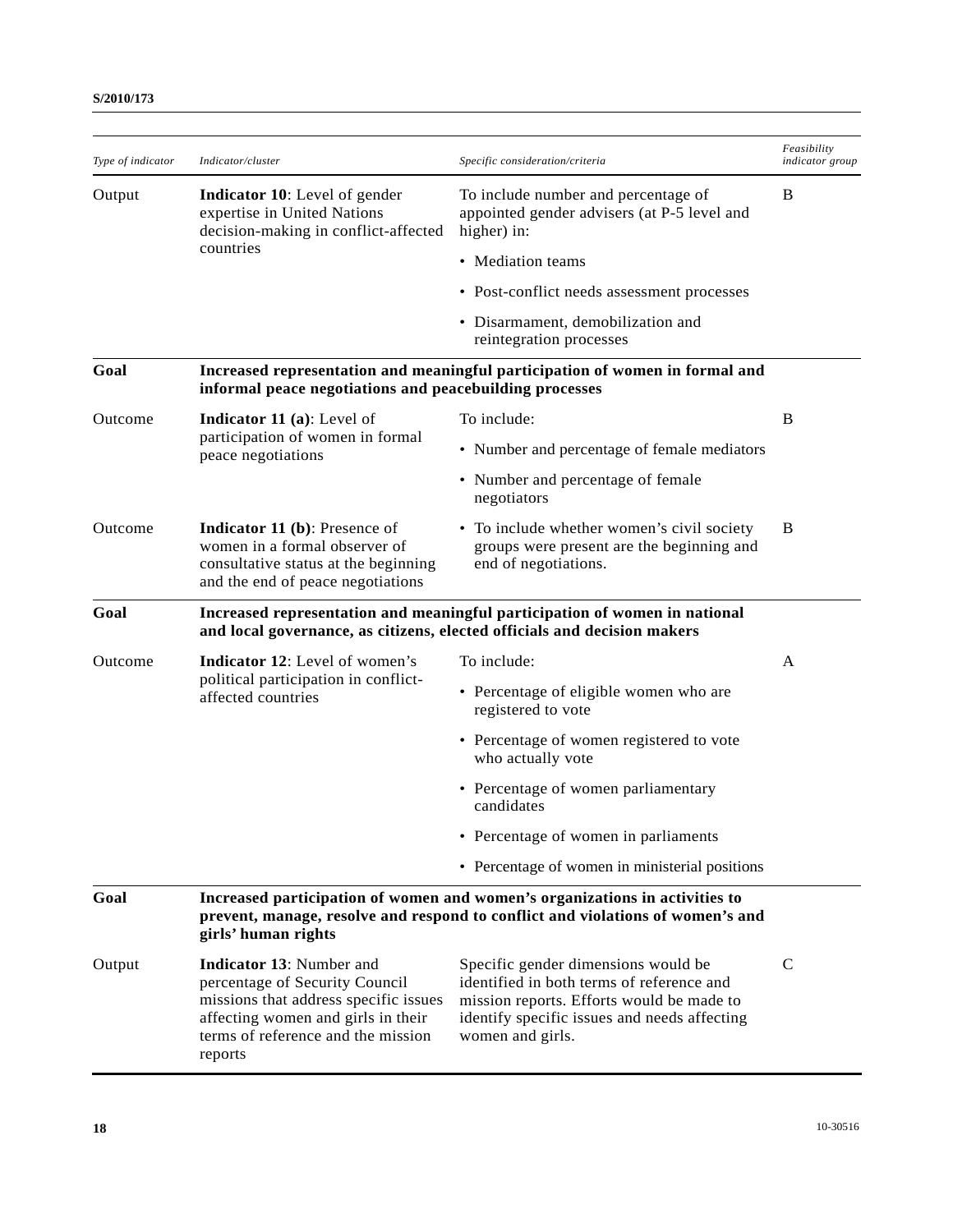| *Type of indicator* | *Indicator/cluster* | *Specific consideration/criteria* | *Feasibility indicator group* |
|---|---|---|---|
| Output | **Indicator 10**: Level of gender expertise in United Nations decision-making in conflict-affected countries | To include number and percentage of appointed gender advisers (at P-5 level and higher) in: • Mediation teams • Post-conflict needs assessment processes • Disarmament, demobilization and reintegration processes | B |
| **Goal** | **Increased representation and meaningful participation of women in formal and informal peace negotiations and peacebuilding processes** | | |
| Outcome | **Indicator 11 (a)**: Level of participation of women in formal peace negotiations | To include: • Number and percentage of female mediators • Number and percentage of female negotiators | B |
| Outcome | **Indicator 11 (b)**: Presence of women in a formal observer of consultative status at the beginning and the end of peace negotiations | • To include whether women's civil society groups were present are the beginning and end of negotiations. | B |
| **Goal** | **Increased representation and meaningful participation of women in national and local governance, as citizens, elected officials and decision makers** | | |
| Outcome | **Indicator 12**: Level of women's political participation in conflict-affected countries | To include: • Percentage of eligible women who are registered to vote • Percentage of women registered to vote who actually vote • Percentage of women parliamentary candidates • Percentage of women in parliaments • Percentage of women in ministerial positions | A |
| **Goal** | **Increased participation of women and women's organizations in activities to prevent, manage, resolve and respond to conflict and violations of women's and girls' human rights** | | |
| Output | **Indicator 13**: Number and percentage of Security Council missions that address specific issues affecting women and girls in their terms of reference and the mission reports | Specific gender dimensions would be identified in both terms of reference and mission reports. Efforts would be made to identify specific issues and needs affecting women and girls. | C |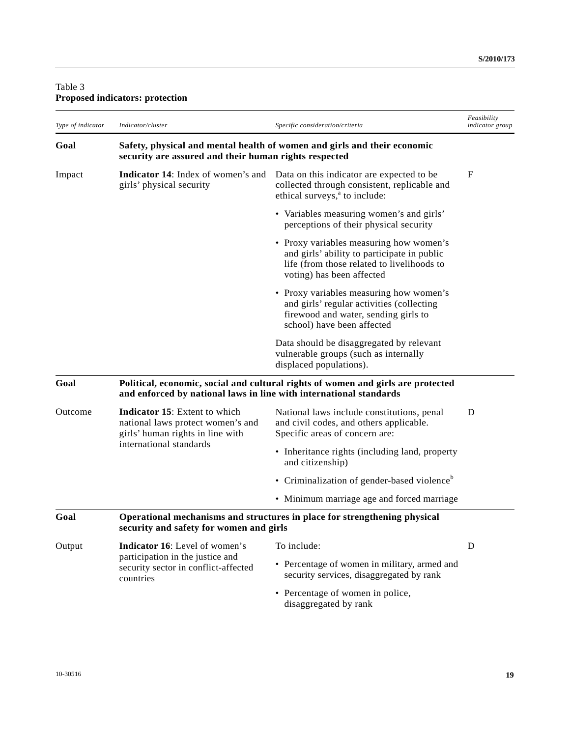Table 3
**Proposed indicators: protection**

| *Type of indicator* | *Indicator/cluster* | *Specific consideration/criteria* | *Feasibility indicator group* |
|---|---|---|---|
| **Goal** | **Safety, physical and mental health of women and girls and their economic security are assured and their human rights respected** | | |
| Impact | **Indicator 14**: Index of women's and girls' physical security | Data on this indicator are expected to be collected through consistent, replicable and ethical surveys,[a] to include: | F |
| | | • Variables measuring women's and girls' perceptions of their physical security | |
| | | • Proxy variables measuring how women's and girls' ability to participate in public life (from those related to livelihoods to voting) has been affected | |
| | | • Proxy variables measuring how women's and girls' regular activities (collecting firewood and water, sending girls to school) have been affected | |
| | | Data should be disaggregated by relevant vulnerable groups (such as internally displaced populations). | |
| **Goal** | **Political, economic, social and cultural rights of women and girls are protected and enforced by national laws in line with international standards** | | |
| Outcome | **Indicator 15**: Extent to which national laws protect women's and girls' human rights in line with international standards | National laws include constitutions, penal and civil codes, and others applicable. Specific areas of concern are: | D |
| | | • Inheritance rights (including land, property and citizenship) | |
| | | • Criminalization of gender-based violence[b] | |
| | | • Minimum marriage age and forced marriage | |
| **Goal** | **Operational mechanisms and structures in place for strengthening physical security and safety for women and girls** | | |
| Output | **Indicator 16**: Level of women's participation in the justice and security sector in conflict-affected countries | To include: | D |
| | | • Percentage of women in military, armed and security services, disaggregated by rank | |
| | | • Percentage of women in police, disaggregated by rank | |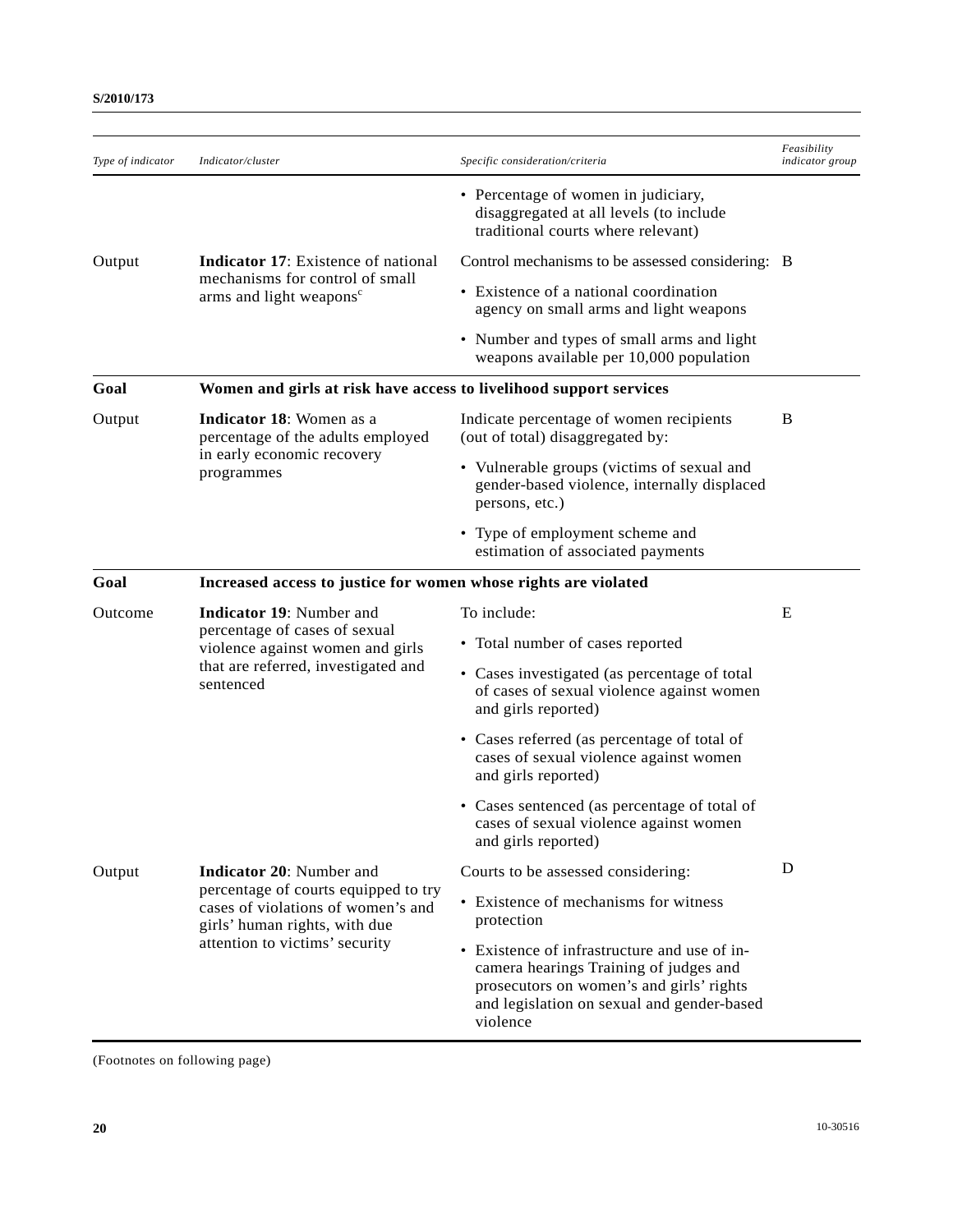| Type of indicator | Indicator/cluster | Specific consideration/criteria | Feasibility indicator group |
|---|---|---|---|
| | | • Percentage of women in judiciary, disaggregated at all levels (to include traditional courts where relevant) | |
| Output | **Indicator 17**: Existence of national mechanisms for control of small arms and light weapons[c] | Control mechanisms to be assessed considering: • Existence of a national coordination agency on small arms and light weapons • Number and types of small arms and light weapons available per 10,000 population | B |
| **Goal** | **Women and girls at risk have access to livelihood support services** | | |
| Output | **Indicator 18**: Women as a percentage of the adults employed in early economic recovery programmes | Indicate percentage of women recipients (out of total) disaggregated by: • Vulnerable groups (victims of sexual and gender-based violence, internally displaced persons, etc.) • Type of employment scheme and estimation of associated payments | B |
| **Goal** | **Increased access to justice for women whose rights are violated** | | |
| Outcome | **Indicator 19**: Number and percentage of cases of sexual violence against women and girls that are referred, investigated and sentenced | To include: • Total number of cases reported • Cases investigated (as percentage of total of cases of sexual violence against women and girls reported) • Cases referred (as percentage of total of cases of sexual violence against women and girls reported) • Cases sentenced (as percentage of total of cases of sexual violence against women and girls reported) | E |
| Output | **Indicator 20**: Number and percentage of courts equipped to try cases of violations of women's and girls' human rights, with due attention to victims' security | Courts to be assessed considering: • Existence of mechanisms for witness protection • Existence of infrastructure and use of in-camera hearings Training of judges and prosecutors on women's and girls' rights and legislation on sexual and gender-based violence | D |

(Footnotes on following page)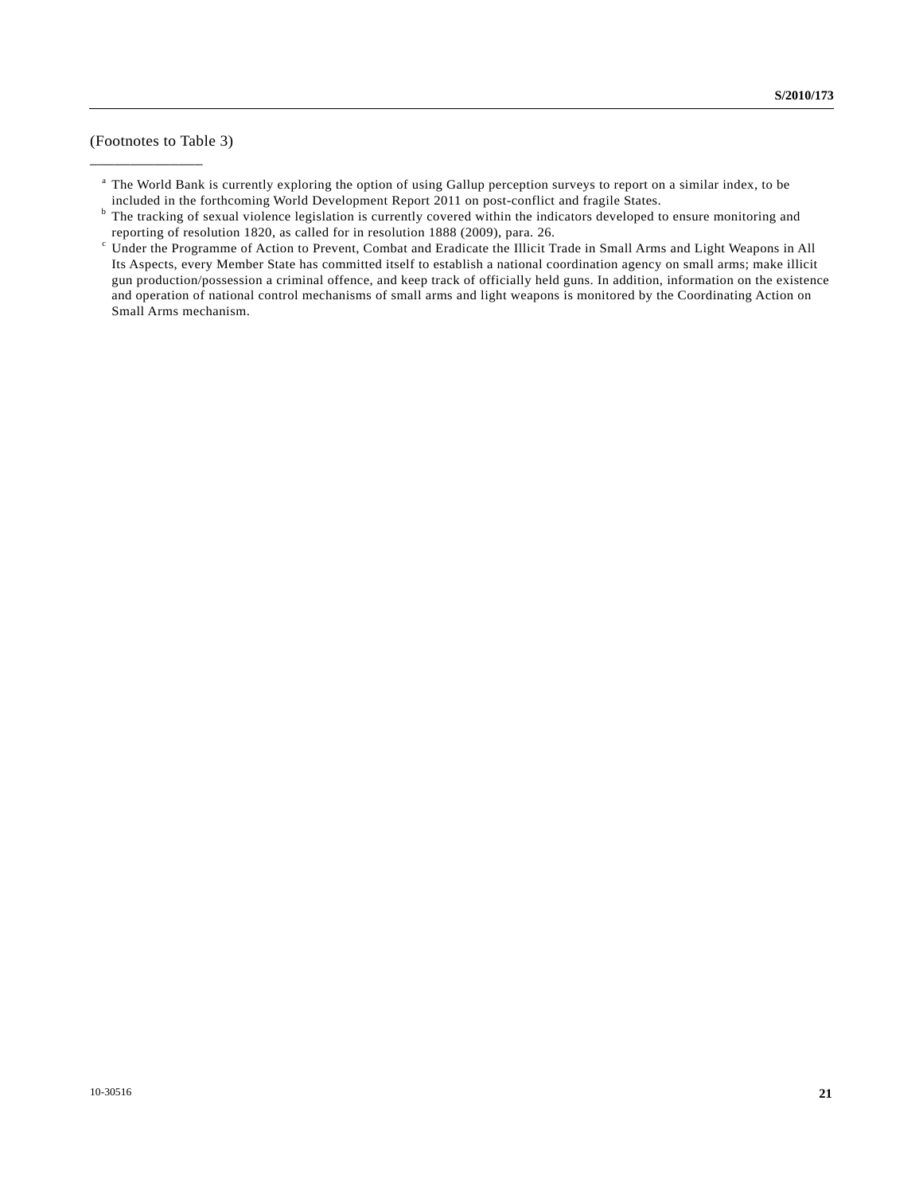(Footnotes to Table 3)

---

[a] The World Bank is currently exploring the option of using Gallup perception surveys to report on a similar index, to be included in the forthcoming World Development Report 2011 on post-conflict and fragile States.

[b] The tracking of sexual violence legislation is currently covered within the indicators developed to ensure monitoring and reporting of resolution 1820, as called for in resolution 1888 (2009), para. 26.

[c] Under the Programme of Action to Prevent, Combat and Eradicate the Illicit Trade in Small Arms and Light Weapons in All Its Aspects, every Member State has committed itself to establish a national coordination agency on small arms; make illicit gun production/possession a criminal offence, and keep track of officially held guns. In addition, information on the existence and operation of national control mechanisms of small arms and light weapons is monitored by the Coordinating Action on Small Arms mechanism.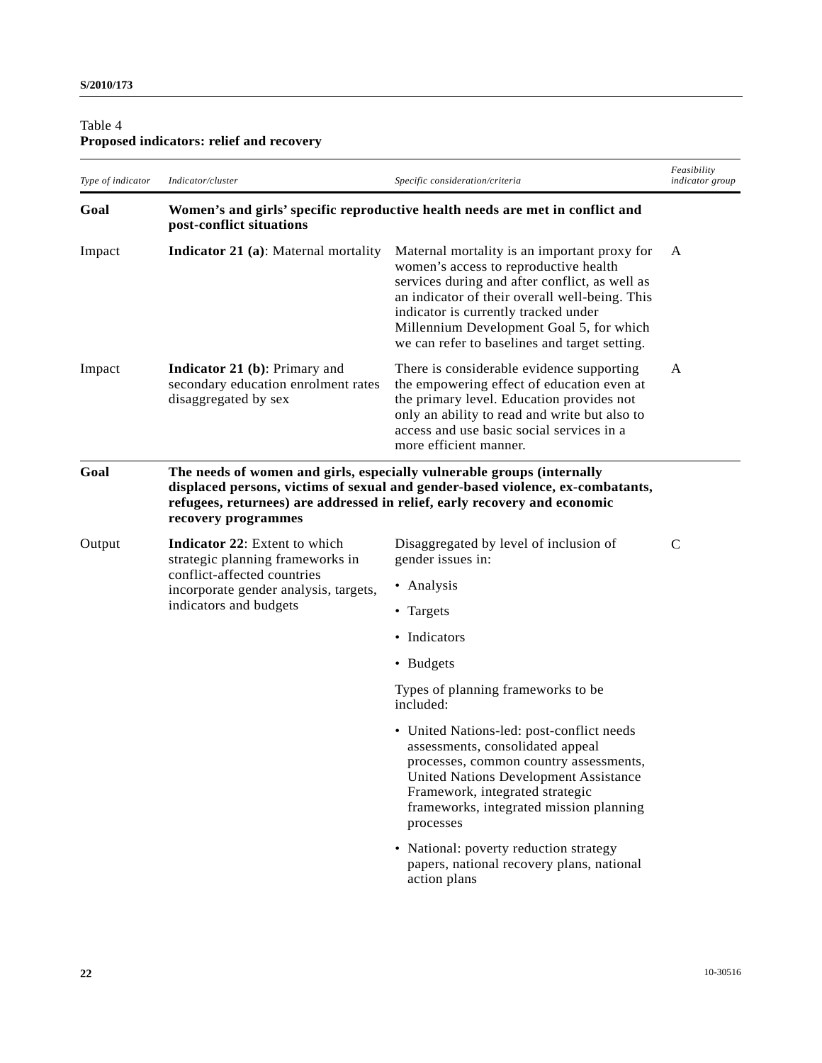Table 4
**Proposed indicators: relief and recovery**

| *Type of indicator* | *Indicator/cluster* | *Specific consideration/criteria* | *Feasibility indicator group* |
|---|---|---|---|
| **Goal** | **Women's and girls' specific reproductive health needs are met in conflict and post-conflict situations** | | |
| Impact | **Indicator 21 (a)**: Maternal mortality | Maternal mortality is an important proxy for women's access to reproductive health services during and after conflict, as well as an indicator of their overall well-being. This indicator is currently tracked under Millennium Development Goal 5, for which we can refer to baselines and target setting. | A |
| Impact | **Indicator 21 (b)**: Primary and secondary education enrolment rates disaggregated by sex | There is considerable evidence supporting the empowering effect of education even at the primary level. Education provides not only an ability to read and write but also to access and use basic social services in a more efficient manner. | A |
| **Goal** | **The needs of women and girls, especially vulnerable groups (internally displaced persons, victims of sexual and gender-based violence, ex-combatants, refugees, returnees) are addressed in relief, early recovery and economic recovery programmes** | | |
| Output | **Indicator 22**: Extent to which strategic planning frameworks in conflict-affected countries incorporate gender analysis, targets, indicators and budgets | Disaggregated by level of inclusion of gender issues in:<br>• Analysis<br>• Targets<br>• Indicators<br>• Budgets<br><br>Types of planning frameworks to be included:<br>• United Nations-led: post-conflict needs assessments, consolidated appeal processes, common country assessments, United Nations Development Assistance Framework, integrated strategic frameworks, integrated mission planning processes<br>• National: poverty reduction strategy papers, national recovery plans, national action plans | C |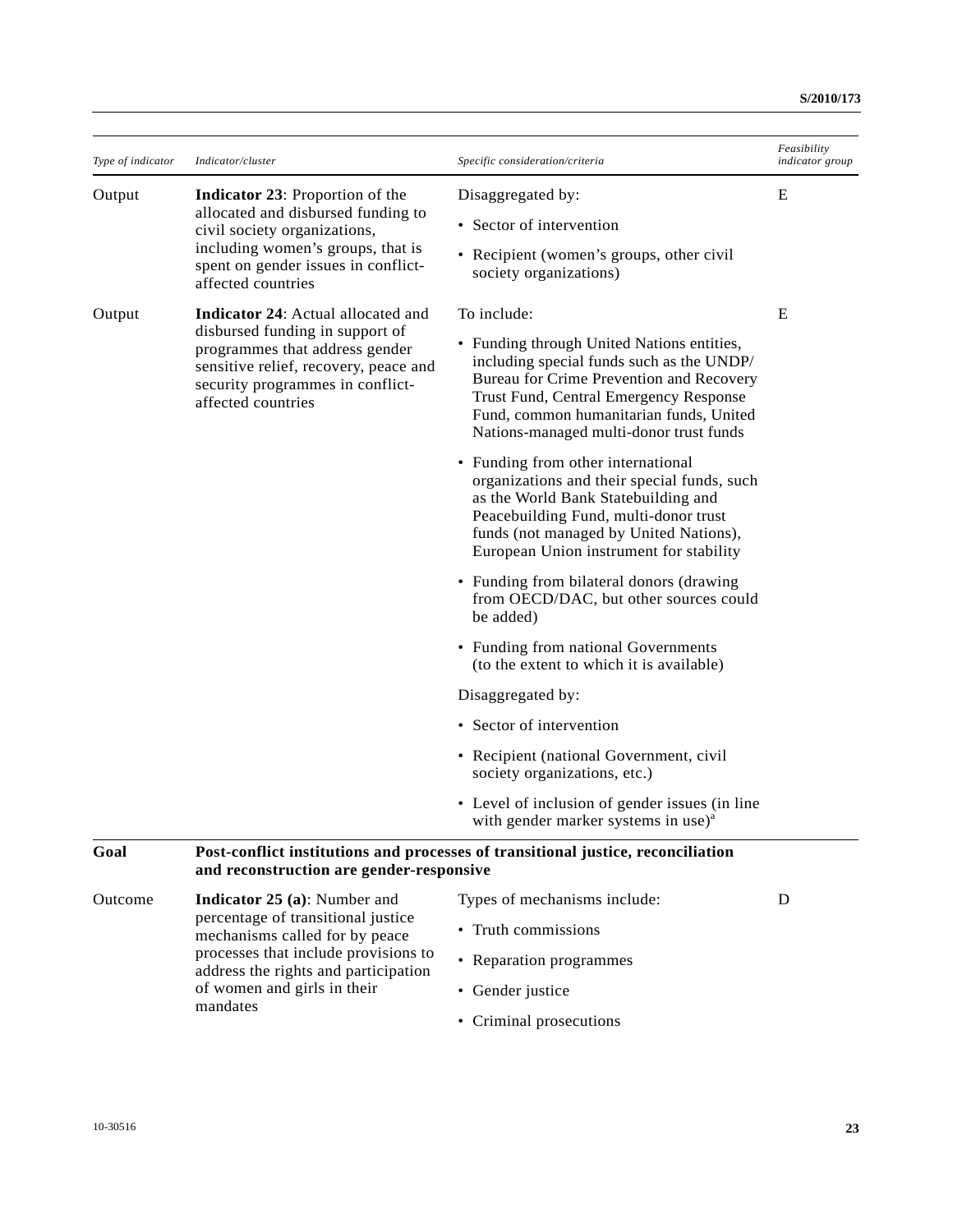| Type of indicator | Indicator/cluster | Specific consideration/criteria | Feasibility indicator group |
|---|---|---|---|
| Output | **Indicator 23**: Proportion of the allocated and disbursed funding to civil society organizations, including women's groups, that is spent on gender issues in conflict-affected countries | Disaggregated by:<br>• Sector of intervention<br>• Recipient (women's groups, other civil society organizations) | E |
| Output | **Indicator 24**: Actual allocated and disbursed funding in support of programmes that address gender sensitive relief, recovery, peace and security programmes in conflict-affected countries | To include:<br>• Funding through United Nations entities, including special funds such as the UNDP/ Bureau for Crime Prevention and Recovery Trust Fund, Central Emergency Response Fund, common humanitarian funds, United Nations-managed multi-donor trust funds<br>• Funding from other international organizations and their special funds, such as the World Bank Statebuilding and Peacebuilding Fund, multi-donor trust funds (not managed by United Nations), European Union instrument for stability<br>• Funding from bilateral donors (drawing from OECD/DAC, but other sources could be added)<br>• Funding from national Governments (to the extent to which it is available)<br>Disaggregated by:<br>• Sector of intervention<br>• Recipient (national Government, civil society organizations, etc.)<br>• Level of inclusion of gender issues (in line with gender marker systems in use)[a] | E |
| **Goal** | **Post-conflict institutions and processes of transitional justice, reconciliation and reconstruction are gender-responsive** | | |
| Outcome | **Indicator 25 (a)**: Number and percentage of transitional justice mechanisms called for by peace processes that include provisions to address the rights and participation of women and girls in their mandates | Types of mechanisms include:<br>• Truth commissions<br>• Reparation programmes<br>• Gender justice<br>• Criminal prosecutions | D |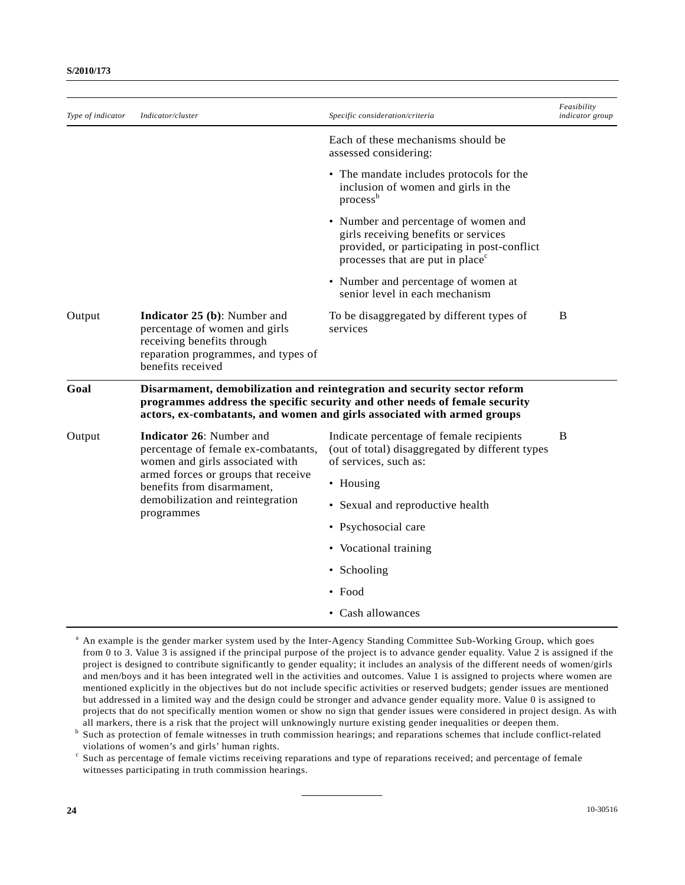| Type of indicator | Indicator/cluster | Specific consideration/criteria | Feasibility indicator group |
|---|---|---|---|
| | | Each of these mechanisms should be assessed considering:<br>• The mandate includes protocols for the inclusion of women and girls in the process[b]<br>• Number and percentage of women and girls receiving benefits or services provided, or participating in post-conflict processes that are put in place[c]<br>• Number and percentage of women at senior level in each mechanism | |
| Output | **Indicator 25 (b)**: Number and percentage of women and girls receiving benefits through reparation programmes, and types of benefits received | To be disaggregated by different types of services | B |
| **Goal** | **Disarmament, demobilization and reintegration and security sector reform programmes address the specific security and other needs of female security actors, ex-combatants, and women and girls associated with armed groups** | | |
| Output | **Indicator 26**: Number and percentage of female ex-combatants, women and girls associated with armed forces or groups that receive benefits from disarmament, demobilization and reintegration programmes | Indicate percentage of female recipients (out of total) disaggregated by different types of services, such as:<br>• Housing<br>• Sexual and reproductive health<br>• Psychosocial care<br>• Vocational training<br>• Schooling<br>• Food<br>• Cash allowances | B |

[a] An example is the gender marker system used by the Inter-Agency Standing Committee Sub-Working Group, which goes from 0 to 3. Value 3 is assigned if the principal purpose of the project is to advance gender equality. Value 2 is assigned if the project is designed to contribute significantly to gender equality; it includes an analysis of the different needs of women/girls and men/boys and it has been integrated well in the activities and outcomes. Value 1 is assigned to projects where women are mentioned explicitly in the objectives but do not include specific activities or reserved budgets; gender issues are mentioned but addressed in a limited way and the design could be stronger and advance gender equality more. Value 0 is assigned to projects that do not specifically mention women or show no sign that gender issues were considered in project design. As with all markers, there is a risk that the project will unknowingly nurture existing gender inequalities or deepen them.

[b] Such as protection of female witnesses in truth commission hearings; and reparations schemes that include conflict-related violations of women's and girls' human rights.

[c] Such as percentage of female victims receiving reparations and type of reparations received; and percentage of female witnesses participating in truth commission hearings.